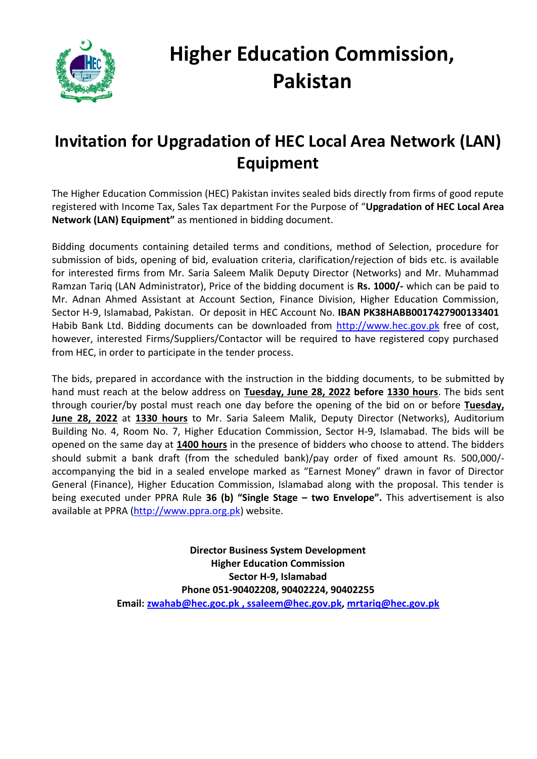# Higher Education Commission, Pakistan

## Invitation for Upgradation of HEC Local Area Network (LAN) Equipment

The Higher Education Commission (HEC) Pakistan invites sealed bids directly from firms of good repute registered with Income Tax, Sales Tax department For the Purpose of "**Upgradation of HEC Local Area Network (LAN) Equipment"** as mentioned in bidding document.

Bidding documents containing detailed terms and conditions, method of Selection, procedure for submission of bids, opening of bid, evaluation criteria, clarification/rejection of bids etc. is available for interested firms from Mr. Saria Saleem Malik Deputy Director (Networks) and Mr. Muhammad Ramzan Tariq (LAN Administrator), Price of the bidding document is **Rs. 1000/-** which can be paid to Mr. Adnan Ahmed Assistant at Account Section, Finance Division, Higher Education Commission, Sector H-9, Islamabad, Pakistan. Or deposit in HEC Account No. **IBAN PK38HABB0017427900133401** Habib Bank Ltd. Bidding documents can be downloaded from http://www.hec.gov.pk free of cost, however, interested Firms/Suppliers/Contactor will be required to have registered copy purchased from HEC, in order to participate in the tender process.

The bids, prepared in accordance with the instruction in the bidding documents, to be submitted by hand must reach at the below address on **Tuesday, June 28, 2022** **before** **1330 hours**. The bids sent through courier/by postal must reach one day before the opening of the bid on or before **Tuesday, June 28, 2022** at **1330 hours** to Mr. Saria Saleem Malik, Deputy Director (Networks), Auditorium Building No. 4, Room No. 7, Higher Education Commission, Sector H-9, Islamabad. The bids will be opened on the same day at **1400 hours** in the presence of bidders who choose to attend. The bidders should submit a bank draft (from the scheduled bank)/pay order of fixed amount Rs. 500,000/- accompanying the bid in a sealed envelope marked as "Earnest Money" drawn in favor of Director General (Finance), Higher Education Commission, Islamabad along with the proposal. This tender is being executed under PPRA Rule **36 (b)** **"Single Stage – two Envelope".** This advertisement is also available at PPRA (http://www.ppra.org.pk) website.

**Director Business System Development**
**Higher Education Commission**
**Sector H-9, Islamabad**
**Phone 051-90402208, 90402224, 90402255**
**Email: zwahab@hec.goc.pk , ssaleem@hec.gov.pk, mrtariq@hec.gov.pk**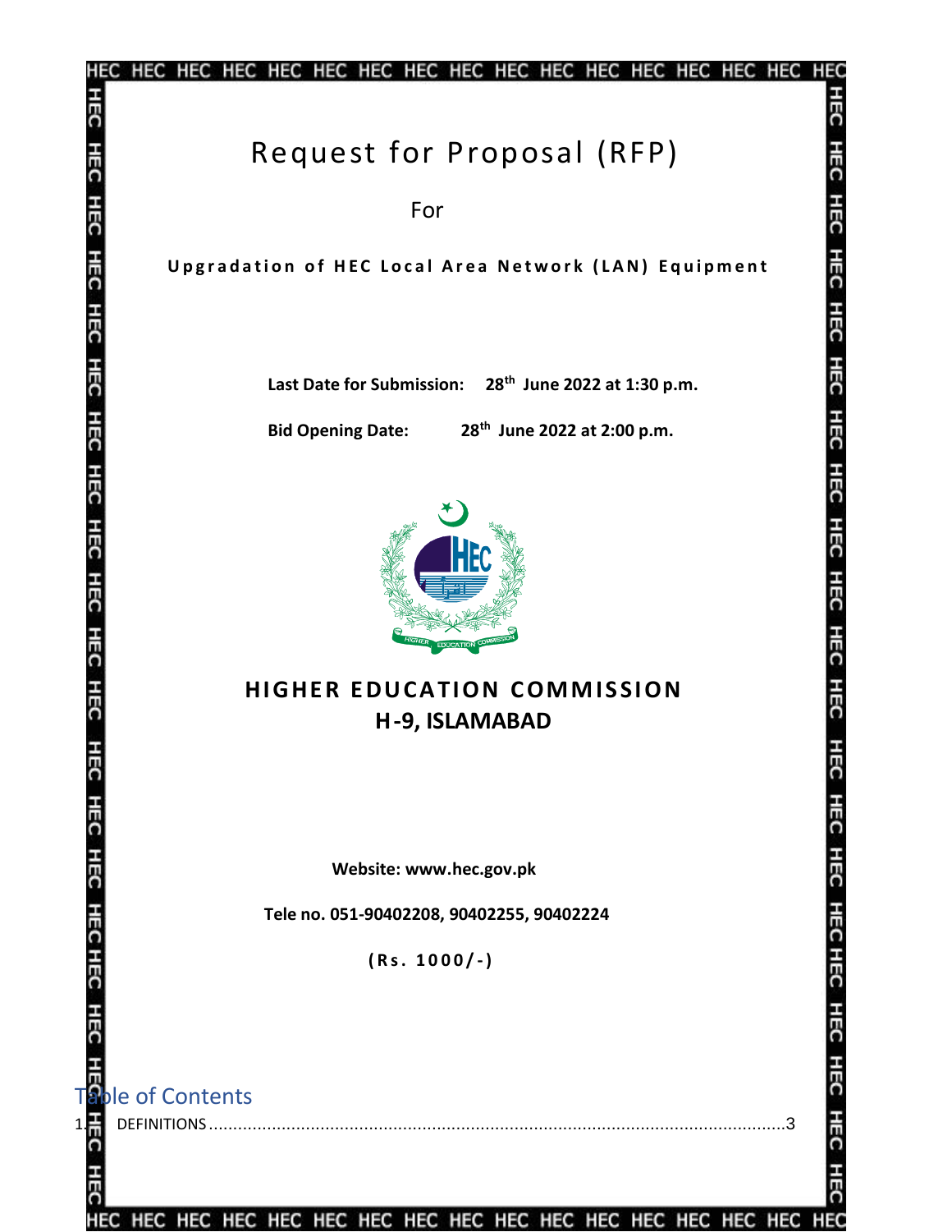# Request for Proposal (RFP)

For

**Upgradation of HEC Local Area Network (LAN) Equipment**

**Last Date for Submission: 28th June 2022 at 1:30 p.m.**

**Bid Opening Date: 28th June 2022 at 2:00 p.m.**

**HIGHER EDUCATION COMMISSION**
**H-9, ISLAMABAD**

**Website: www.hec.gov.pk**

**Tele no. 051-90402208, 90402255, 90402224**

**(Rs. 1000/-)**

## Table of Contents

1. DEFINITIONS .......................................................................................................... 3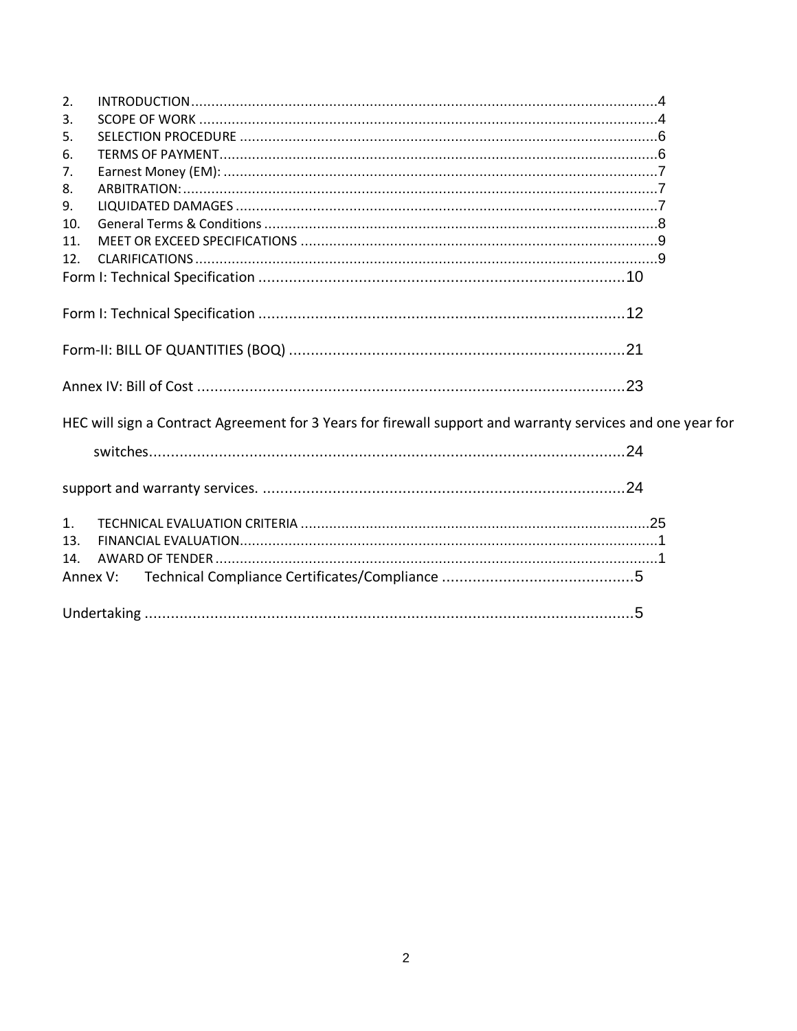2. INTRODUCTION ....................................................................................................................4
3. SCOPE OF WORK ..................................................................................................................4
5. SELECTION PROCEDURE .......................................................................................................6
6. TERMS OF PAYMENT.............................................................................................................6
7. Earnest Money (EM): ............................................................................................................7
8. ARBITRATION: ......................................................................................................................7
9. LIQUIDATED DAMAGES ........................................................................................................7
10. General Terms & Conditions ..................................................................................................8
11. MEET OR EXCEED SPECIFICATIONS ........................................................................................9
12. CLARIFICATIONS ...................................................................................................................9

Form I: Technical Specification ....................................................................................10

Form I: Technical Specification ....................................................................................12

Form-II: BILL OF QUANTITIES (BOQ) .............................................................................21

Annex IV: Bill of Cost ..................................................................................................23

HEC will sign a Contract Agreement for 3 Years for firewall support and warranty services and one year for switches.............................................................................................................24

support and warranty services. ....................................................................................24

1. TECHNICAL EVALUATION CRITERIA .....................................................................................25
13. FINANCIAL EVALUATION.......................................................................................................1
14. AWARD OF TENDER ..............................................................................................................1

Annex V: Technical Compliance Certificates/Compliance ............................................5

Undertaking .................................................................................................................5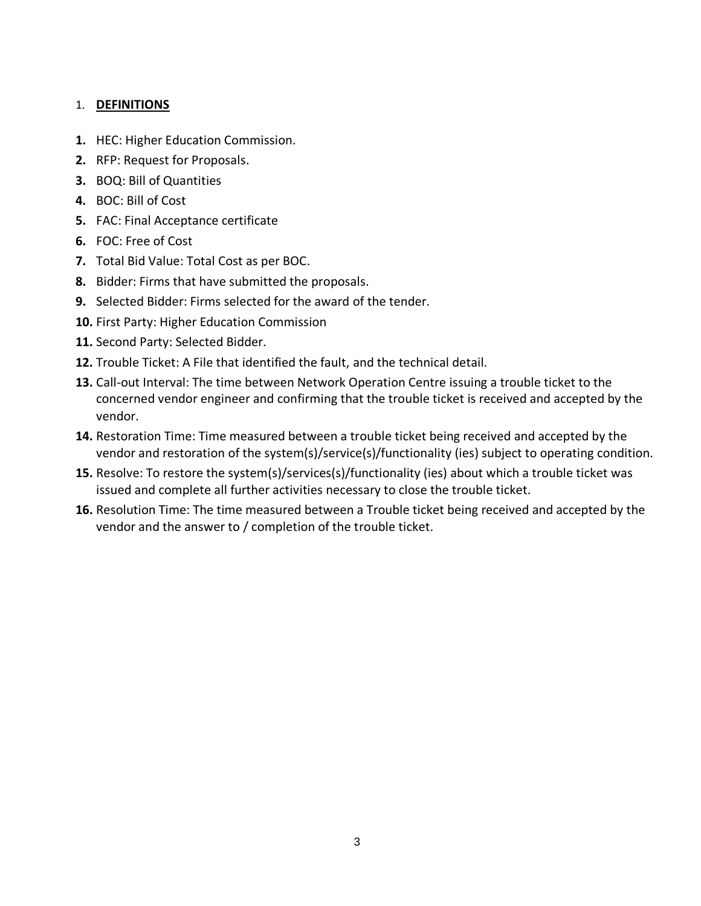## 1. DEFINITIONS

1. HEC: Higher Education Commission.
2. RFP: Request for Proposals.
3. BOQ: Bill of Quantities
4. BOC: Bill of Cost
5. FAC: Final Acceptance certificate
6. FOC: Free of Cost
7. Total Bid Value: Total Cost as per BOC.
8. Bidder: Firms that have submitted the proposals.
9. Selected Bidder: Firms selected for the award of the tender.
10. First Party: Higher Education Commission
11. Second Party: Selected Bidder.
12. Trouble Ticket: A File that identified the fault, and the technical detail.
13. Call-out Interval: The time between Network Operation Centre issuing a trouble ticket to the concerned vendor engineer and confirming that the trouble ticket is received and accepted by the vendor.
14. Restoration Time: Time measured between a trouble ticket being received and accepted by the vendor and restoration of the system(s)/service(s)/functionality (ies) subject to operating condition.
15. Resolve: To restore the system(s)/services(s)/functionality (ies) about which a trouble ticket was issued and complete all further activities necessary to close the trouble ticket.
16. Resolution Time: The time measured between a Trouble ticket being received and accepted by the vendor and the answer to / completion of the trouble ticket.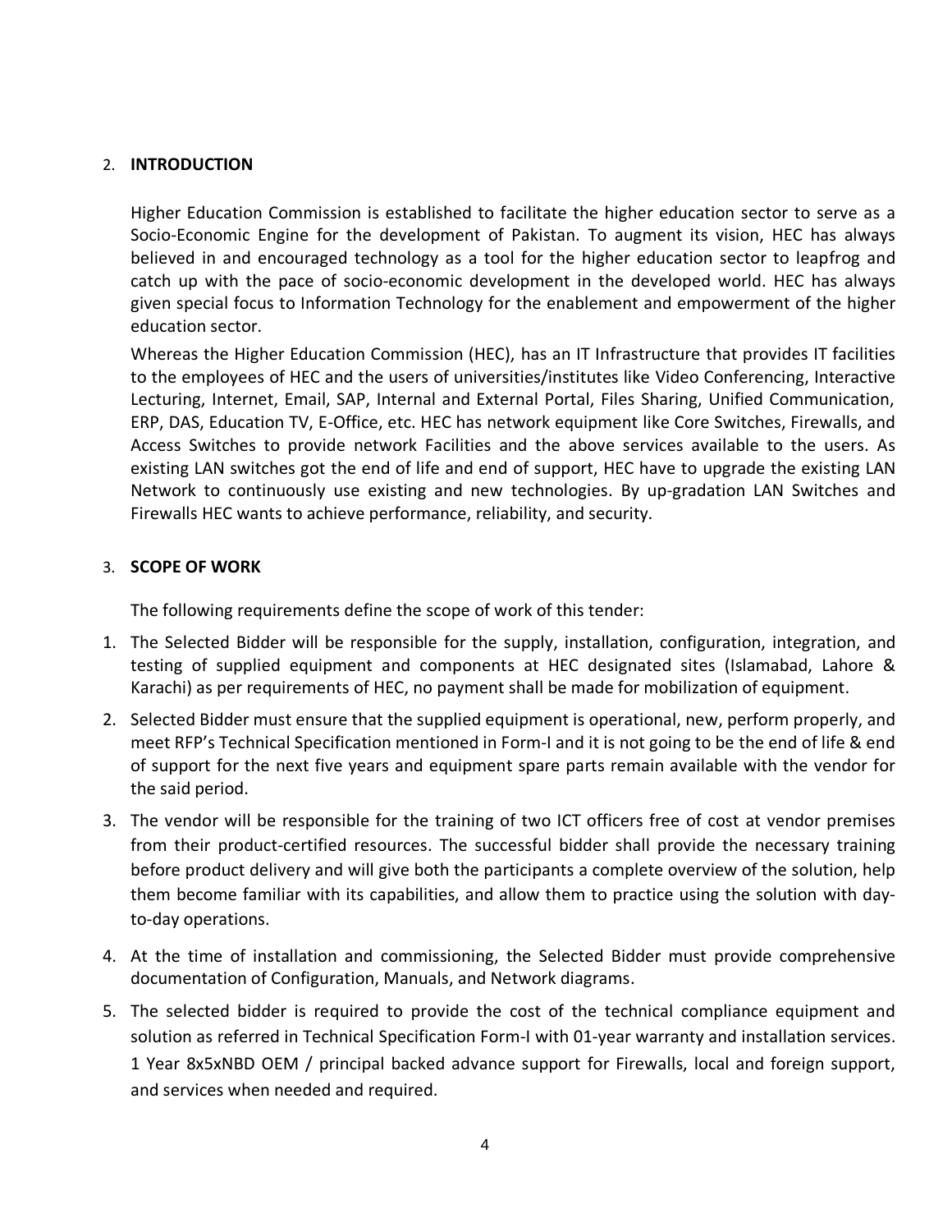## 2. INTRODUCTION

Higher Education Commission is established to facilitate the higher education sector to serve as a Socio-Economic Engine for the development of Pakistan. To augment its vision, HEC has always believed in and encouraged technology as a tool for the higher education sector to leapfrog and catch up with the pace of socio-economic development in the developed world. HEC has always given special focus to Information Technology for the enablement and empowerment of the higher education sector.

Whereas the Higher Education Commission (HEC), has an IT Infrastructure that provides IT facilities to the employees of HEC and the users of universities/institutes like Video Conferencing, Interactive Lecturing, Internet, Email, SAP, Internal and External Portal, Files Sharing, Unified Communication, ERP, DAS, Education TV, E-Office, etc. HEC has network equipment like Core Switches, Firewalls, and Access Switches to provide network Facilities and the above services available to the users. As existing LAN switches got the end of life and end of support, HEC have to upgrade the existing LAN Network to continuously use existing and new technologies. By up-gradation LAN Switches and Firewalls HEC wants to achieve performance, reliability, and security.

## 3. SCOPE OF WORK

The following requirements define the scope of work of this tender:

1. The Selected Bidder will be responsible for the supply, installation, configuration, integration, and testing of supplied equipment and components at HEC designated sites (Islamabad, Lahore & Karachi) as per requirements of HEC, no payment shall be made for mobilization of equipment.
2. Selected Bidder must ensure that the supplied equipment is operational, new, perform properly, and meet RFP's Technical Specification mentioned in Form-I and it is not going to be the end of life & end of support for the next five years and equipment spare parts remain available with the vendor for the said period.
3. The vendor will be responsible for the training of two ICT officers free of cost at vendor premises from their product-certified resources. The successful bidder shall provide the necessary training before product delivery and will give both the participants a complete overview of the solution, help them become familiar with its capabilities, and allow them to practice using the solution with day-to-day operations.
4. At the time of installation and commissioning, the Selected Bidder must provide comprehensive documentation of Configuration, Manuals, and Network diagrams.
5. The selected bidder is required to provide the cost of the technical compliance equipment and solution as referred in Technical Specification Form-I with 01-year warranty and installation services. 1 Year 8x5xNBD OEM / principal backed advance support for Firewalls, local and foreign support, and services when needed and required.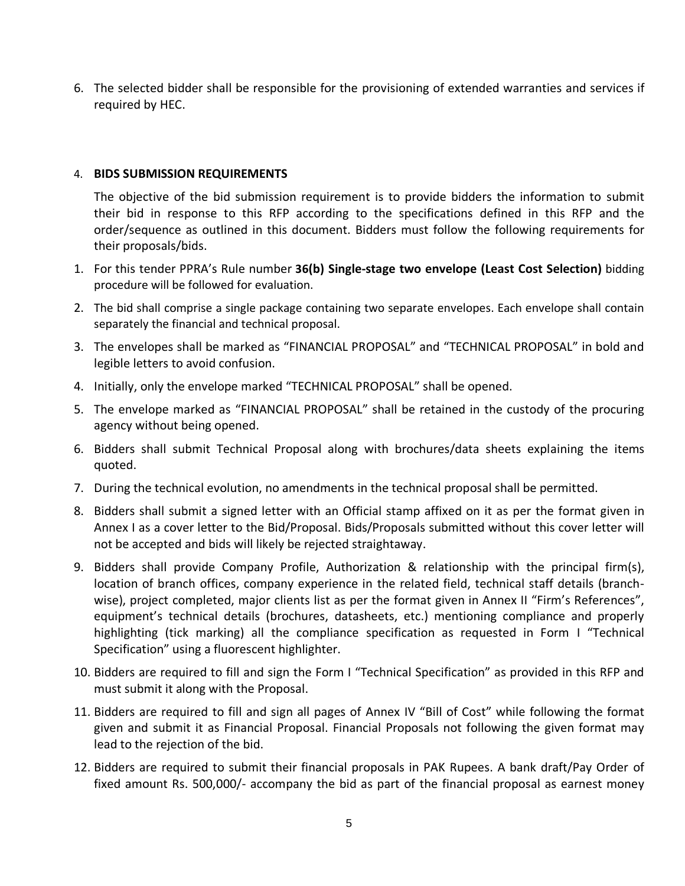6. The selected bidder shall be responsible for the provisioning of extended warranties and services if required by HEC.

4. **BIDS SUBMISSION REQUIREMENTS**

The objective of the bid submission requirement is to provide bidders the information to submit their bid in response to this RFP according to the specifications defined in this RFP and the order/sequence as outlined in this document. Bidders must follow the following requirements for their proposals/bids.

1. For this tender PPRA's Rule number **36(b) Single-stage two envelope (Least Cost Selection)** bidding procedure will be followed for evaluation.
2. The bid shall comprise a single package containing two separate envelopes. Each envelope shall contain separately the financial and technical proposal.
3. The envelopes shall be marked as "FINANCIAL PROPOSAL" and "TECHNICAL PROPOSAL" in bold and legible letters to avoid confusion.
4. Initially, only the envelope marked "TECHNICAL PROPOSAL" shall be opened.
5. The envelope marked as "FINANCIAL PROPOSAL" shall be retained in the custody of the procuring agency without being opened.
6. Bidders shall submit Technical Proposal along with brochures/data sheets explaining the items quoted.
7. During the technical evolution, no amendments in the technical proposal shall be permitted.
8. Bidders shall submit a signed letter with an Official stamp affixed on it as per the format given in Annex I as a cover letter to the Bid/Proposal. Bids/Proposals submitted without this cover letter will not be accepted and bids will likely be rejected straightaway.
9. Bidders shall provide Company Profile, Authorization & relationship with the principal firm(s), location of branch offices, company experience in the related field, technical staff details (branch-wise), project completed, major clients list as per the format given in Annex II "Firm's References", equipment's technical details (brochures, datasheets, etc.) mentioning compliance and properly highlighting (tick marking) all the compliance specification as requested in Form I "Technical Specification" using a fluorescent highlighter.
10. Bidders are required to fill and sign the Form I "Technical Specification" as provided in this RFP and must submit it along with the Proposal.
11. Bidders are required to fill and sign all pages of Annex IV "Bill of Cost" while following the format given and submit it as Financial Proposal. Financial Proposals not following the given format may lead to the rejection of the bid.
12. Bidders are required to submit their financial proposals in PAK Rupees. A bank draft/Pay Order of fixed amount Rs. 500,000/- accompany the bid as part of the financial proposal as earnest money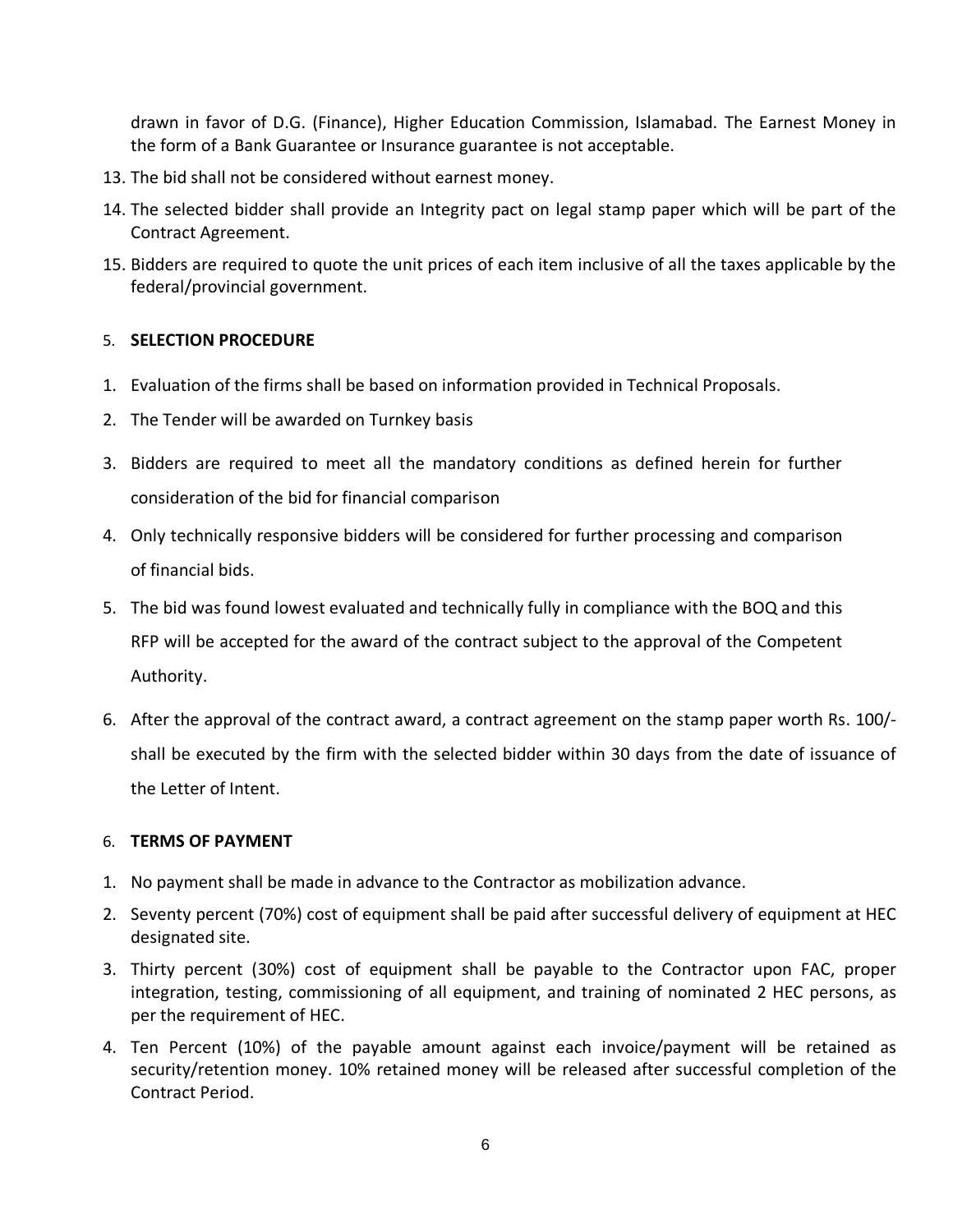drawn in favor of D.G. (Finance), Higher Education Commission, Islamabad. The Earnest Money in the form of a Bank Guarantee or Insurance guarantee is not acceptable.

13. The bid shall not be considered without earnest money.
14. The selected bidder shall provide an Integrity pact on legal stamp paper which will be part of the Contract Agreement.
15. Bidders are required to quote the unit prices of each item inclusive of all the taxes applicable by the federal/provincial government.

## 5. SELECTION PROCEDURE

1. Evaluation of the firms shall be based on information provided in Technical Proposals.
2. The Tender will be awarded on Turnkey basis
3. Bidders are required to meet all the mandatory conditions as defined herein for further consideration of the bid for financial comparison
4. Only technically responsive bidders will be considered for further processing and comparison of financial bids.
5. The bid was found lowest evaluated and technically fully in compliance with the BOQ and this RFP will be accepted for the award of the contract subject to the approval of the Competent Authority.
6. After the approval of the contract award, a contract agreement on the stamp paper worth Rs. 100/- shall be executed by the firm with the selected bidder within 30 days from the date of issuance of the Letter of Intent.

## 6. TERMS OF PAYMENT

1. No payment shall be made in advance to the Contractor as mobilization advance.
2. Seventy percent (70%) cost of equipment shall be paid after successful delivery of equipment at HEC designated site.
3. Thirty percent (30%) cost of equipment shall be payable to the Contractor upon FAC, proper integration, testing, commissioning of all equipment, and training of nominated 2 HEC persons, as per the requirement of HEC.
4. Ten Percent (10%) of the payable amount against each invoice/payment will be retained as security/retention money. 10% retained money will be released after successful completion of the Contract Period.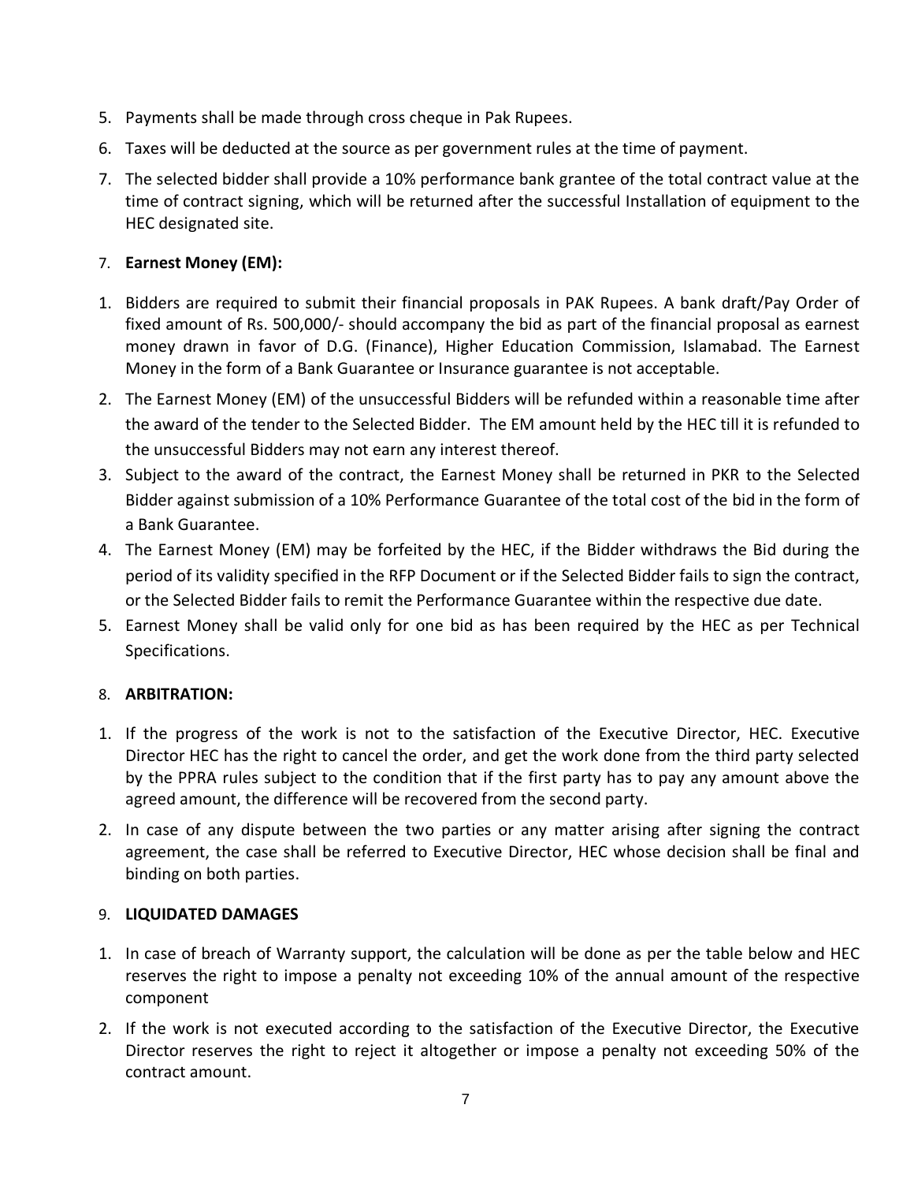5. Payments shall be made through cross cheque in Pak Rupees.
6. Taxes will be deducted at the source as per government rules at the time of payment.
7. The selected bidder shall provide a 10% performance bank grantee of the total contract value at the time of contract signing, which will be returned after the successful Installation of equipment to the HEC designated site.

## 7. Earnest Money (EM):

1. Bidders are required to submit their financial proposals in PAK Rupees. A bank draft/Pay Order of fixed amount of Rs. 500,000/- should accompany the bid as part of the financial proposal as earnest money drawn in favor of D.G. (Finance), Higher Education Commission, Islamabad. The Earnest Money in the form of a Bank Guarantee or Insurance guarantee is not acceptable.
2. The Earnest Money (EM) of the unsuccessful Bidders will be refunded within a reasonable time after the award of the tender to the Selected Bidder. The EM amount held by the HEC till it is refunded to the unsuccessful Bidders may not earn any interest thereof.
3. Subject to the award of the contract, the Earnest Money shall be returned in PKR to the Selected Bidder against submission of a 10% Performance Guarantee of the total cost of the bid in the form of a Bank Guarantee.
4. The Earnest Money (EM) may be forfeited by the HEC, if the Bidder withdraws the Bid during the period of its validity specified in the RFP Document or if the Selected Bidder fails to sign the contract, or the Selected Bidder fails to remit the Performance Guarantee within the respective due date.
5. Earnest Money shall be valid only for one bid as has been required by the HEC as per Technical Specifications.

## 8. ARBITRATION:

1. If the progress of the work is not to the satisfaction of the Executive Director, HEC. Executive Director HEC has the right to cancel the order, and get the work done from the third party selected by the PPRA rules subject to the condition that if the first party has to pay any amount above the agreed amount, the difference will be recovered from the second party.
2. In case of any dispute between the two parties or any matter arising after signing the contract agreement, the case shall be referred to Executive Director, HEC whose decision shall be final and binding on both parties.

## 9. LIQUIDATED DAMAGES

1. In case of breach of Warranty support, the calculation will be done as per the table below and HEC reserves the right to impose a penalty not exceeding 10% of the annual amount of the respective component
2. If the work is not executed according to the satisfaction of the Executive Director, the Executive Director reserves the right to reject it altogether or impose a penalty not exceeding 50% of the contract amount.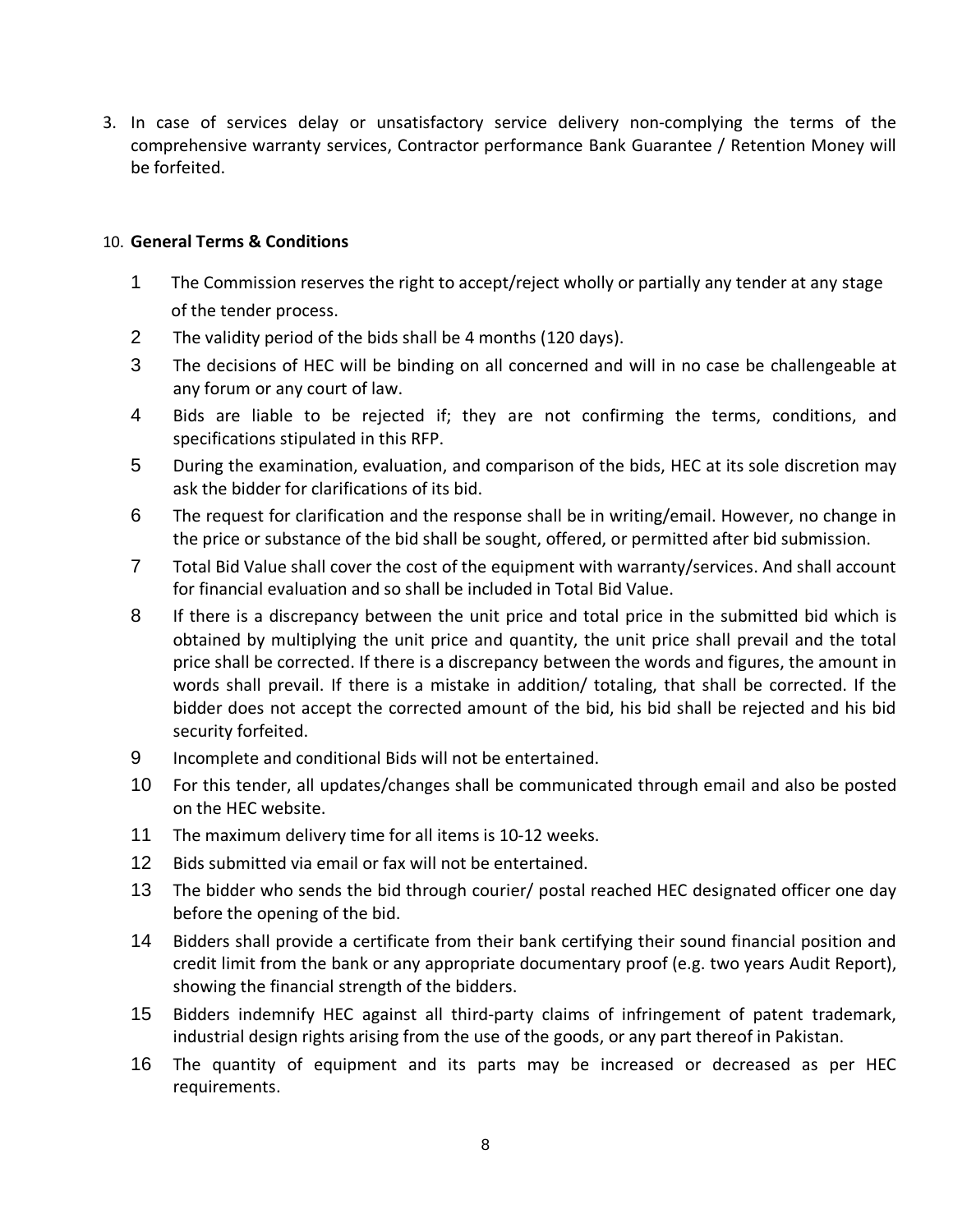3. In case of services delay or unsatisfactory service delivery non-complying the terms of the comprehensive warranty services, Contractor performance Bank Guarantee / Retention Money will be forfeited.

10. **General Terms & Conditions**

1. The Commission reserves the right to accept/reject wholly or partially any tender at any stage of the tender process.
2. The validity period of the bids shall be 4 months (120 days).
3. The decisions of HEC will be binding on all concerned and will in no case be challengeable at any forum or any court of law.
4. Bids are liable to be rejected if; they are not confirming the terms, conditions, and specifications stipulated in this RFP.
5. During the examination, evaluation, and comparison of the bids, HEC at its sole discretion may ask the bidder for clarifications of its bid.
6. The request for clarification and the response shall be in writing/email. However, no change in the price or substance of the bid shall be sought, offered, or permitted after bid submission.
7. Total Bid Value shall cover the cost of the equipment with warranty/services. And shall account for financial evaluation and so shall be included in Total Bid Value.
8. If there is a discrepancy between the unit price and total price in the submitted bid which is obtained by multiplying the unit price and quantity, the unit price shall prevail and the total price shall be corrected. If there is a discrepancy between the words and figures, the amount in words shall prevail. If there is a mistake in addition/ totaling, that shall be corrected. If the bidder does not accept the corrected amount of the bid, his bid shall be rejected and his bid security forfeited.
9. Incomplete and conditional Bids will not be entertained.
10. For this tender, all updates/changes shall be communicated through email and also be posted on the HEC website.
11. The maximum delivery time for all items is 10-12 weeks.
12. Bids submitted via email or fax will not be entertained.
13. The bidder who sends the bid through courier/ postal reached HEC designated officer one day before the opening of the bid.
14. Bidders shall provide a certificate from their bank certifying their sound financial position and credit limit from the bank or any appropriate documentary proof (e.g. two years Audit Report), showing the financial strength of the bidders.
15. Bidders indemnify HEC against all third-party claims of infringement of patent trademark, industrial design rights arising from the use of the goods, or any part thereof in Pakistan.
16. The quantity of equipment and its parts may be increased or decreased as per HEC requirements.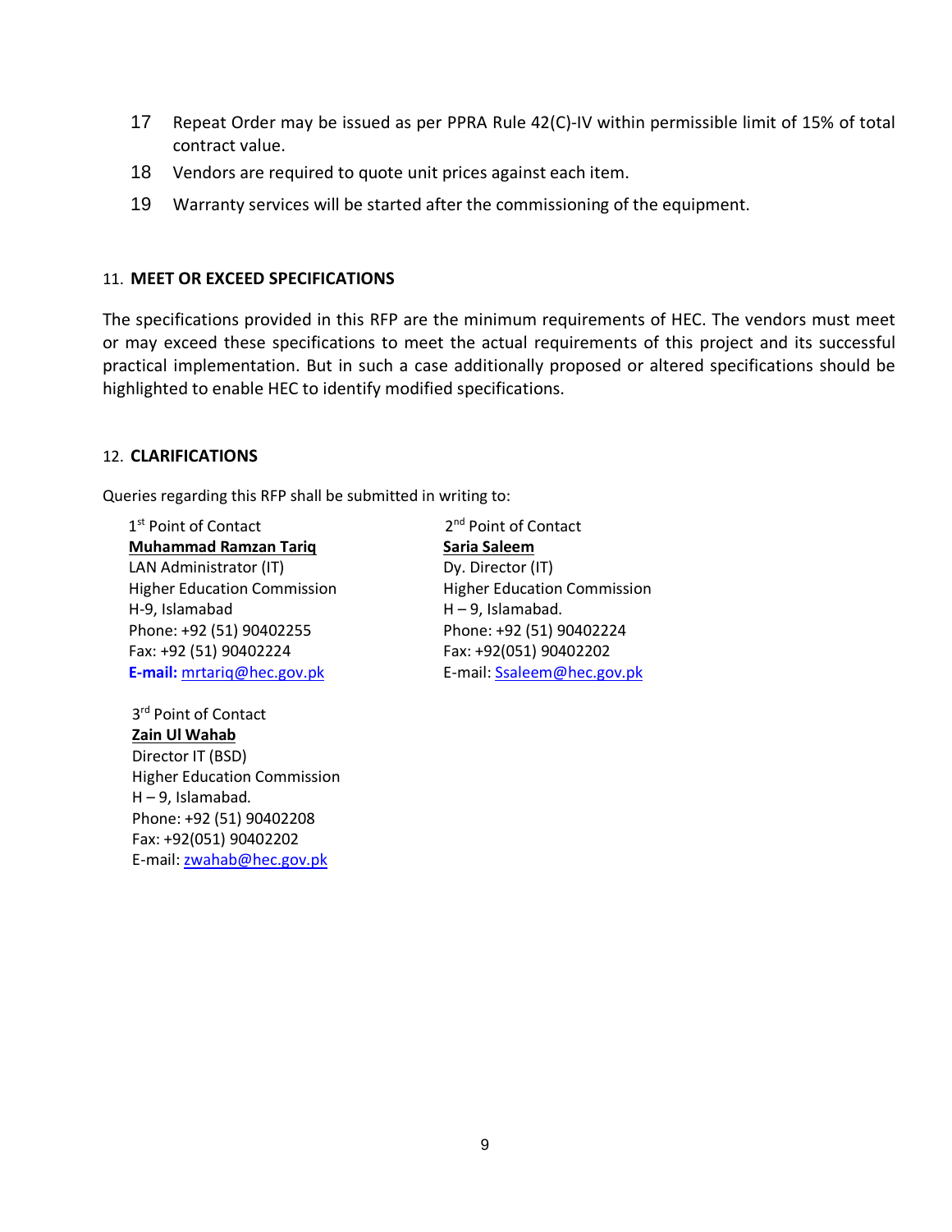17 Repeat Order may be issued as per PPRA Rule 42(C)-IV within permissible limit of 15% of total contract value.

18 Vendors are required to quote unit prices against each item.

19 Warranty services will be started after the commissioning of the equipment.

## 11. MEET OR EXCEED SPECIFICATIONS

The specifications provided in this RFP are the minimum requirements of HEC. The vendors must meet or may exceed these specifications to meet the actual requirements of this project and its successful practical implementation. But in such a case additionally proposed or altered specifications should be highlighted to enable HEC to identify modified specifications.

## 12. CLARIFICATIONS

Queries regarding this RFP shall be submitted in writing to:

1st Point of Contact
**Muhammad Ramzan Tariq**
LAN Administrator (IT)
Higher Education Commission
H-9, Islamabad
Phone: +92 (51) 90402255
Fax: +92 (51) 90402224
**E-mail:** mrtariq@hec.gov.pk

2nd Point of Contact
**Saria Saleem**
Dy. Director (IT)
Higher Education Commission
H – 9, Islamabad.
Phone: +92 (51) 90402224
Fax: +92(051) 90402202
E-mail: Ssaleem@hec.gov.pk

3rd Point of Contact
**Zain Ul Wahab**
Director IT (BSD)
Higher Education Commission
H – 9, Islamabad.
Phone: +92 (51) 90402208
Fax: +92(051) 90402202
E-mail: zwahab@hec.gov.pk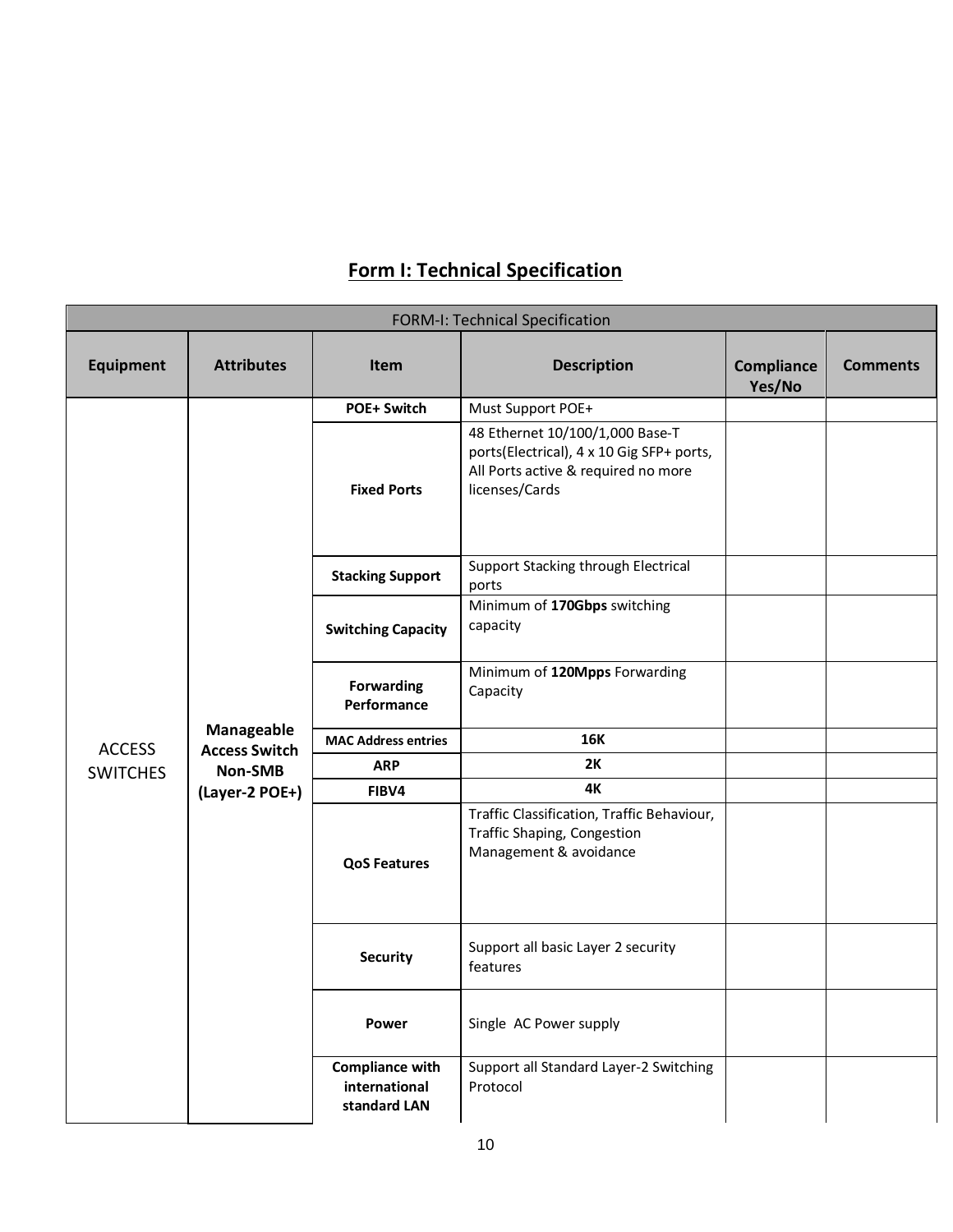## Form I: Technical Specification

| FORM-I: Technical Specification | | | | | |
|---|---|---|---|---|---|
| **Equipment** | **Attributes** | **Item** | **Description** | **Compliance Yes/No** | **Comments** |
| ACCESS SWITCHES | **Manageable Access Switch Non-SMB (Layer-2 POE+)** | **POE+ Switch** | Must Support POE+ | | |
| | | **Fixed Ports** | 48 Ethernet 10/100/1,000 Base-T ports(Electrical), 4 x 10 Gig SFP+ ports, All Ports active & required no more licenses/Cards | | |
| | | **Stacking Support** | Support Stacking through Electrical ports | | |
| | | **Switching Capacity** | Minimum of **170Gbps** switching capacity | | |
| | | **Forwarding Performance** | Minimum of **120Mpps** Forwarding Capacity | | |
| | | **MAC Address entries** | **16K** | | |
| | | **ARP** | **2K** | | |
| | | **FIBV4** | **4K** | | |
| | | **QoS Features** | Traffic Classification, Traffic Behaviour, Traffic Shaping, Congestion Management & avoidance | | |
| | | **Security** | Support all basic Layer 2 security features | | |
| | | **Power** | Single AC Power supply | | |
| | | **Compliance with international standard LAN** | Support all Standard Layer-2 Switching Protocol | | |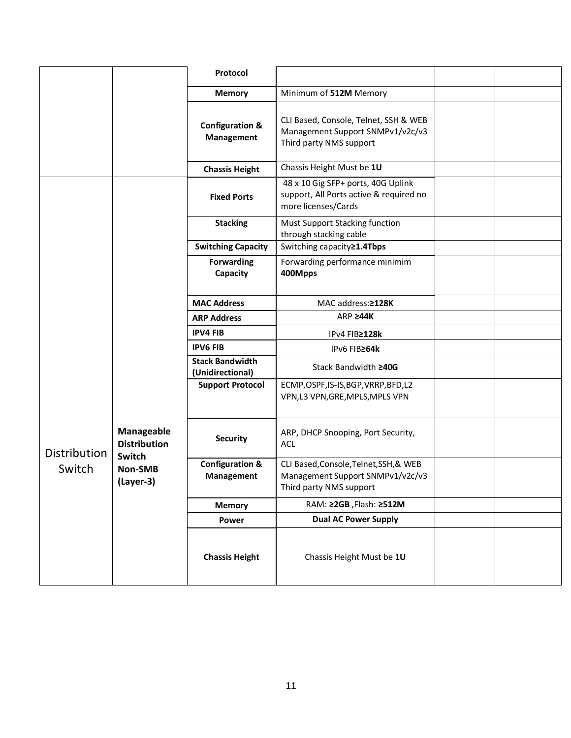|  |  | Protocol |  |  |  |
|---|---|---|---|---|---|
|  |  | Memory | Minimum of **512M** Memory |  |  |
|  |  | Configuration & Management | CLI Based, Console, Telnet, SSH & WEB Management Support SNMPv1/v2c/v3 Third party NMS support |  |  |
|  |  | Chassis Height | Chassis Height Must be **1U** |  |  |
| Distribution Switch | **Manageable Distribution Switch Non-SMB (Layer-3)** | Fixed Ports | 48 x 10 Gig SFP+ ports, 40G Uplink support, All Ports active & required no more licenses/Cards |  |  |
|  |  | Stacking | Must Support Stacking function through stacking cable |  |  |
|  |  | Switching Capacity | Switching capacity**≥1.4Tbps** |  |  |
|  |  | Forwarding Capacity | Forwarding performance minimim **400Mpps** |  |  |
|  |  | MAC Address | MAC address:**≥128K** |  |  |
|  |  | ARP Address | ARP **≥44K** |  |  |
|  |  | IPV4 FIB | IPv4 FIB**≥128k** |  |  |
|  |  | IPV6 FIB | IPv6 FIB**≥64k** |  |  |
|  |  | Stack Bandwidth (Unidirectional) | Stack Bandwidth **≥40G** |  |  |
|  |  | Support Protocol | ECMP,OSPF,IS-IS,BGP,VRRP,BFD,L2 VPN,L3 VPN,GRE,MPLS,MPLS VPN |  |  |
|  |  | Security | ARP, DHCP Snooping, Port Security, ACL |  |  |
|  |  | Configuration & Management | CLI Based,Console,Telnet,SSH,& WEB Management Support SNMPv1/v2c/v3 Third party NMS support |  |  |
|  |  | Memory | RAM: **≥2GB** ,Flash: **≥512M** |  |  |
|  |  | Power | **Dual AC Power Supply** |  |  |
|  |  | Chassis Height | Chassis Height Must be **1U** |  |  |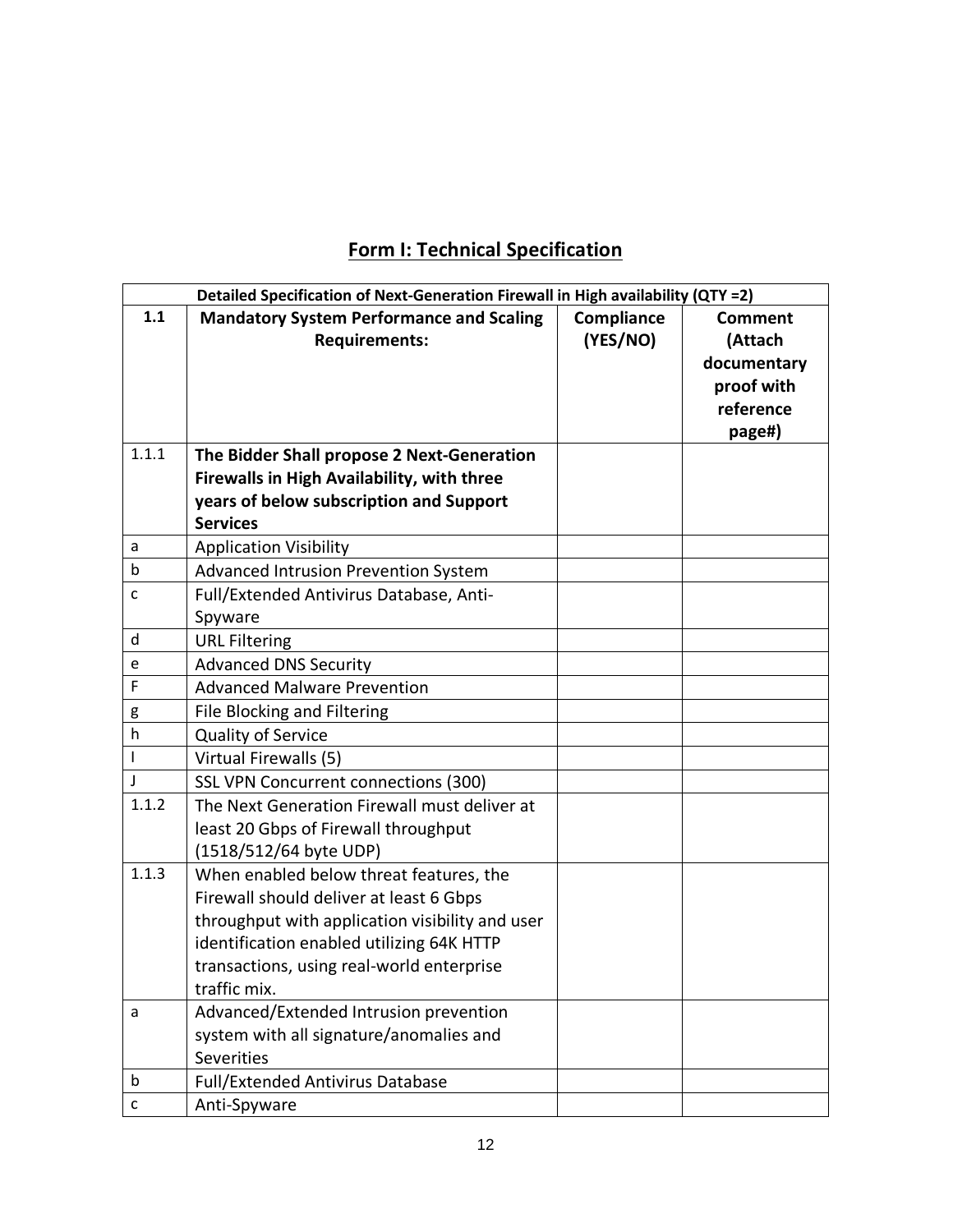# Form I: Technical Specification

| Detailed Specification of Next-Generation Firewall in High availability (QTY =2) | | | |
|---|---|---|---|
| **1.1** | **Mandatory System Performance and Scaling Requirements:** | **Compliance (YES/NO)** | **Comment (Attach documentary proof with reference page#)** |
| 1.1.1 | **The Bidder Shall propose 2 Next-Generation Firewalls in High Availability, with three years of below subscription and Support Services** | | |
| a | Application Visibility | | |
| b | Advanced Intrusion Prevention System | | |
| c | Full/Extended Antivirus Database, Anti-Spyware | | |
| d | URL Filtering | | |
| e | Advanced DNS Security | | |
| F | Advanced Malware Prevention | | |
| g | File Blocking and Filtering | | |
| h | Quality of Service | | |
| I | Virtual Firewalls (5) | | |
| J | SSL VPN Concurrent connections (300) | | |
| 1.1.2 | The Next Generation Firewall must deliver at least 20 Gbps of Firewall throughput (1518/512/64 byte UDP) | | |
| 1.1.3 | When enabled below threat features, the Firewall should deliver at least 6 Gbps throughput with application visibility and user identification enabled utilizing 64K HTTP transactions, using real-world enterprise traffic mix. | | |
| a | Advanced/Extended Intrusion prevention system with all signature/anomalies and Severities | | |
| b | Full/Extended Antivirus Database | | |
| c | Anti-Spyware | | |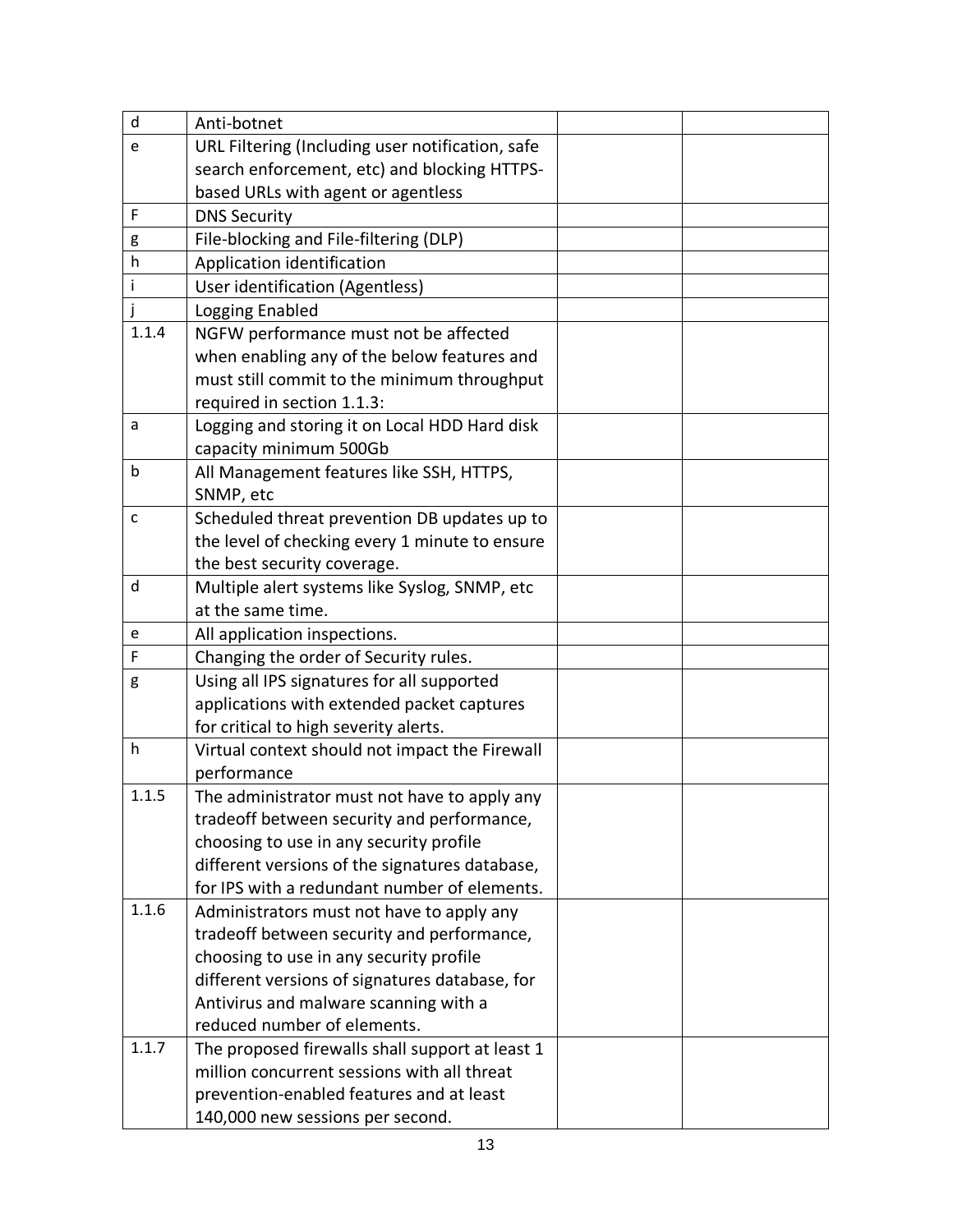| | | | |
|---|---|---|---|
| d | Anti-botnet | | |
| e | URL Filtering (Including user notification, safe search enforcement, etc) and blocking HTTPS-based URLs with agent or agentless | | |
| F | DNS Security | | |
| g | File-blocking and File-filtering (DLP) | | |
| h | Application identification | | |
| i | User identification (Agentless) | | |
| j | Logging Enabled | | |
| 1.1.4 | NGFW performance must not be affected when enabling any of the below features and must still commit to the minimum throughput required in section 1.1.3: | | |
| a | Logging and storing it on Local HDD Hard disk capacity minimum 500Gb | | |
| b | All Management features like SSH, HTTPS, SNMP, etc | | |
| c | Scheduled threat prevention DB updates up to the level of checking every 1 minute to ensure the best security coverage. | | |
| d | Multiple alert systems like Syslog, SNMP, etc at the same time. | | |
| e | All application inspections. | | |
| F | Changing the order of Security rules. | | |
| g | Using all IPS signatures for all supported applications with extended packet captures for critical to high severity alerts. | | |
| h | Virtual context should not impact the Firewall performance | | |
| 1.1.5 | The administrator must not have to apply any tradeoff between security and performance, choosing to use in any security profile different versions of the signatures database, for IPS with a redundant number of elements. | | |
| 1.1.6 | Administrators must not have to apply any tradeoff between security and performance, choosing to use in any security profile different versions of signatures database, for Antivirus and malware scanning with a reduced number of elements. | | |
| 1.1.7 | The proposed firewalls shall support at least 1 million concurrent sessions with all threat prevention-enabled features and at least 140,000 new sessions per second. | | |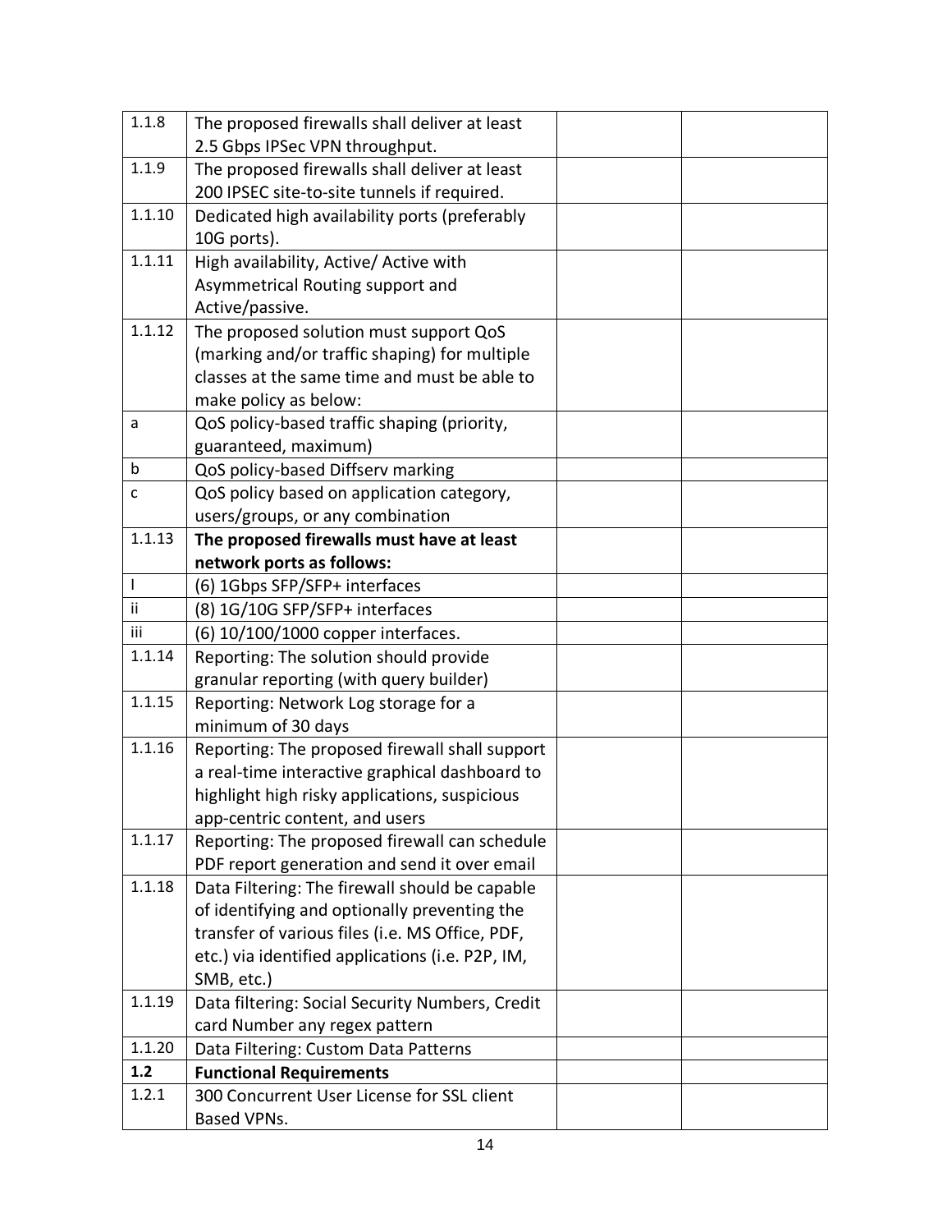| | | | |
|---|---|---|---|
| 1.1.8 | The proposed firewalls shall deliver at least 2.5 Gbps IPSec VPN throughput. | | |
| 1.1.9 | The proposed firewalls shall deliver at least 200 IPSEC site-to-site tunnels if required. | | |
| 1.1.10 | Dedicated high availability ports (preferably 10G ports). | | |
| 1.1.11 | High availability, Active/ Active with Asymmetrical Routing support and Active/passive. | | |
| 1.1.12 | The proposed solution must support QoS (marking and/or traffic shaping) for multiple classes at the same time and must be able to make policy as below: | | |
| a | QoS policy-based traffic shaping (priority, guaranteed, maximum) | | |
| b | QoS policy-based Diffserv marking | | |
| c | QoS policy based on application category, users/groups, or any combination | | |
| 1.1.13 | **The proposed firewalls must have at least network ports as follows:** | | |
| I | (6) 1Gbps SFP/SFP+ interfaces | | |
| ii | (8) 1G/10G SFP/SFP+ interfaces | | |
| iii | (6) 10/100/1000 copper interfaces. | | |
| 1.1.14 | Reporting: The solution should provide granular reporting (with query builder) | | |
| 1.1.15 | Reporting: Network Log storage for a minimum of 30 days | | |
| 1.1.16 | Reporting: The proposed firewall shall support a real-time interactive graphical dashboard to highlight high risky applications, suspicious app-centric content, and users | | |
| 1.1.17 | Reporting: The proposed firewall can schedule PDF report generation and send it over email | | |
| 1.1.18 | Data Filtering: The firewall should be capable of identifying and optionally preventing the transfer of various files (i.e. MS Office, PDF, etc.) via identified applications (i.e. P2P, IM, SMB, etc.) | | |
| 1.1.19 | Data filtering: Social Security Numbers, Credit card Number any regex pattern | | |
| 1.1.20 | Data Filtering: Custom Data Patterns | | |
| **1.2** | **Functional Requirements** | | |
| 1.2.1 | 300 Concurrent User License for SSL client Based VPNs. | | |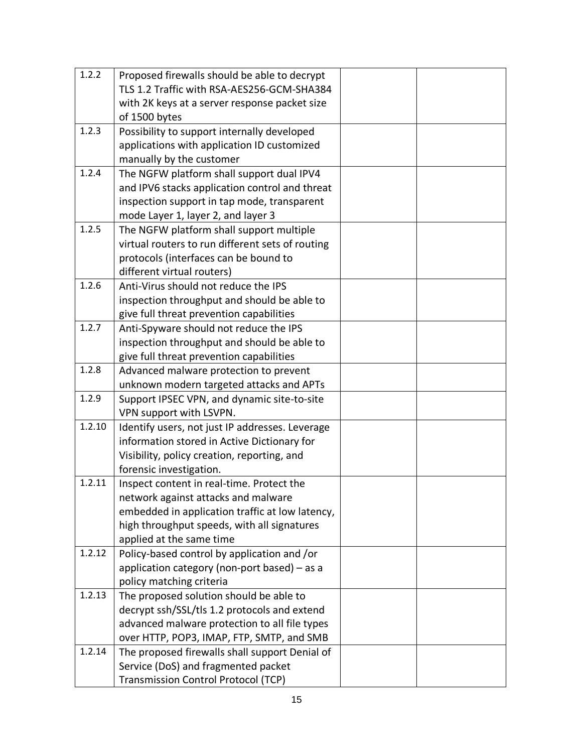| 1.2.2 | Proposed firewalls should be able to decrypt TLS 1.2 Traffic with RSA-AES256-GCM-SHA384 with 2K keys at a server response packet size of 1500 bytes | | |
|---|---|---|---|
| 1.2.3 | Possibility to support internally developed applications with application ID customized manually by the customer | | |
| 1.2.4 | The NGFW platform shall support dual IPV4 and IPV6 stacks application control and threat inspection support in tap mode, transparent mode Layer 1, layer 2, and layer 3 | | |
| 1.2.5 | The NGFW platform shall support multiple virtual routers to run different sets of routing protocols (interfaces can be bound to different virtual routers) | | |
| 1.2.6 | Anti-Virus should not reduce the IPS inspection throughput and should be able to give full threat prevention capabilities | | |
| 1.2.7 | Anti-Spyware should not reduce the IPS inspection throughput and should be able to give full threat prevention capabilities | | |
| 1.2.8 | Advanced malware protection to prevent unknown modern targeted attacks and APTs | | |
| 1.2.9 | Support IPSEC VPN, and dynamic site-to-site VPN support with LSVPN. | | |
| 1.2.10 | Identify users, not just IP addresses. Leverage information stored in Active Dictionary for Visibility, policy creation, reporting, and forensic investigation. | | |
| 1.2.11 | Inspect content in real-time. Protect the network against attacks and malware embedded in application traffic at low latency, high throughput speeds, with all signatures applied at the same time | | |
| 1.2.12 | Policy-based control by application and /or application category (non-port based) – as a policy matching criteria | | |
| 1.2.13 | The proposed solution should be able to decrypt ssh/SSL/tls 1.2 protocols and extend advanced malware protection to all file types over HTTP, POP3, IMAP, FTP, SMTP, and SMB | | |
| 1.2.14 | The proposed firewalls shall support Denial of Service (DoS) and fragmented packet Transmission Control Protocol (TCP) | | |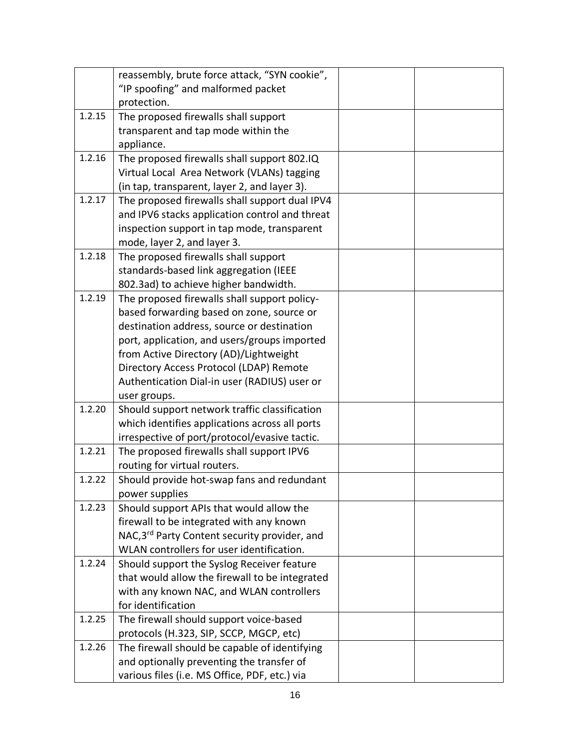| | | | |
|---|---|---|---|
| | reassembly, brute force attack, "SYN cookie", "IP spoofing" and malformed packet protection. | | |
| 1.2.15 | The proposed firewalls shall support transparent and tap mode within the appliance. | | |
| 1.2.16 | The proposed firewalls shall support 802.IQ Virtual Local Area Network (VLANs) tagging (in tap, transparent, layer 2, and layer 3). | | |
| 1.2.17 | The proposed firewalls shall support dual IPV4 and IPV6 stacks application control and threat inspection support in tap mode, transparent mode, layer 2, and layer 3. | | |
| 1.2.18 | The proposed firewalls shall support standards-based link aggregation (IEEE 802.3ad) to achieve higher bandwidth. | | |
| 1.2.19 | The proposed firewalls shall support policy-based forwarding based on zone, source or destination address, source or destination port, application, and users/groups imported from Active Directory (AD)/Lightweight Directory Access Protocol (LDAP) Remote Authentication Dial-in user (RADIUS) user or user groups. | | |
| 1.2.20 | Should support network traffic classification which identifies applications across all ports irrespective of port/protocol/evasive tactic. | | |
| 1.2.21 | The proposed firewalls shall support IPV6 routing for virtual routers. | | |
| 1.2.22 | Should provide hot-swap fans and redundant power supplies | | |
| 1.2.23 | Should support APIs that would allow the firewall to be integrated with any known NAC,3rd Party Content security provider, and WLAN controllers for user identification. | | |
| 1.2.24 | Should support the Syslog Receiver feature that would allow the firewall to be integrated with any known NAC, and WLAN controllers for identification | | |
| 1.2.25 | The firewall should support voice-based protocols (H.323, SIP, SCCP, MGCP, etc) | | |
| 1.2.26 | The firewall should be capable of identifying and optionally preventing the transfer of various files (i.e. MS Office, PDF, etc.) via | | |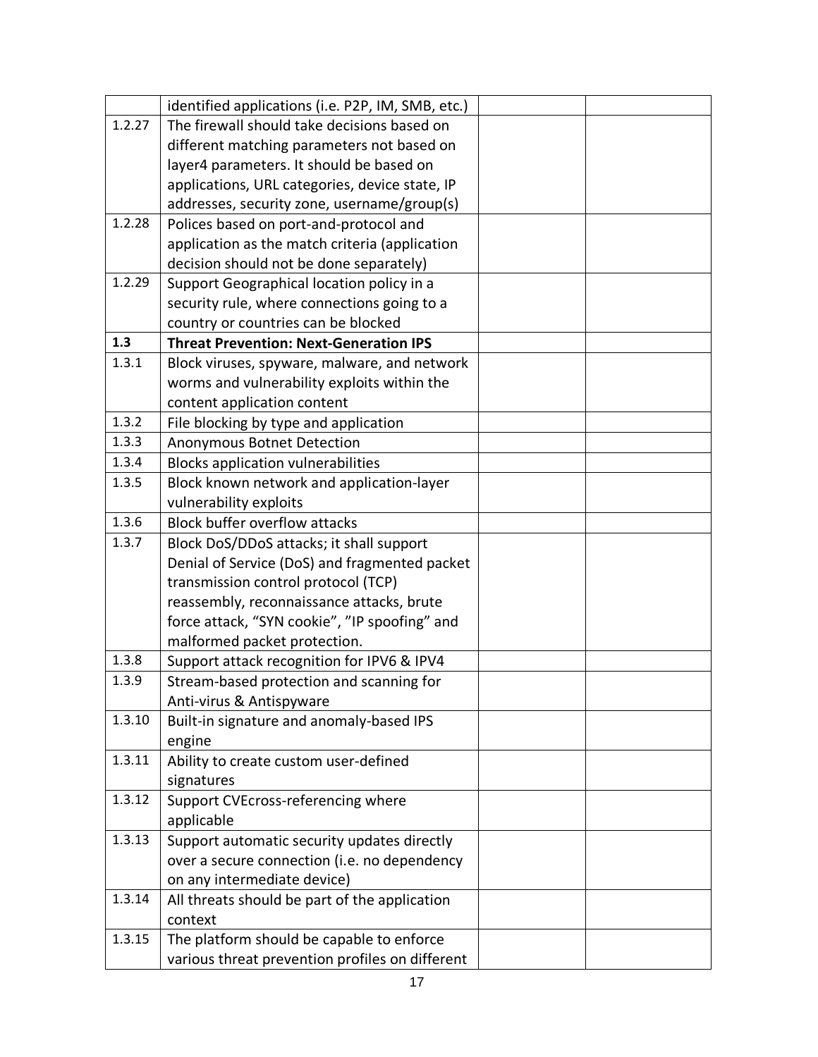| | | | |
|---|---|---|---|
| | identified applications (i.e. P2P, IM, SMB, etc.) | | |
| 1.2.27 | The firewall should take decisions based on different matching parameters not based on layer4 parameters. It should be based on applications, URL categories, device state, IP addresses, security zone, username/group(s) | | |
| 1.2.28 | Polices based on port-and-protocol and application as the match criteria (application decision should not be done separately) | | |
| 1.2.29 | Support Geographical location policy in a security rule, where connections going to a country or countries can be blocked | | |
| **1.3** | **Threat Prevention: Next-Generation IPS** | | |
| 1.3.1 | Block viruses, spyware, malware, and network worms and vulnerability exploits within the content application content | | |
| 1.3.2 | File blocking by type and application | | |
| 1.3.3 | Anonymous Botnet Detection | | |
| 1.3.4 | Blocks application vulnerabilities | | |
| 1.3.5 | Block known network and application-layer vulnerability exploits | | |
| 1.3.6 | Block buffer overflow attacks | | |
| 1.3.7 | Block DoS/DDoS attacks; it shall support Denial of Service (DoS) and fragmented packet transmission control protocol (TCP) reassembly, reconnaissance attacks, brute force attack, "SYN cookie", "IP spoofing" and malformed packet protection. | | |
| 1.3.8 | Support attack recognition for IPV6 & IPV4 | | |
| 1.3.9 | Stream-based protection and scanning for Anti-virus & Antispyware | | |
| 1.3.10 | Built-in signature and anomaly-based IPS engine | | |
| 1.3.11 | Ability to create custom user-defined signatures | | |
| 1.3.12 | Support CVEcross-referencing where applicable | | |
| 1.3.13 | Support automatic security updates directly over a secure connection (i.e. no dependency on any intermediate device) | | |
| 1.3.14 | All threats should be part of the application context | | |
| 1.3.15 | The platform should be capable to enforce various threat prevention profiles on different | | |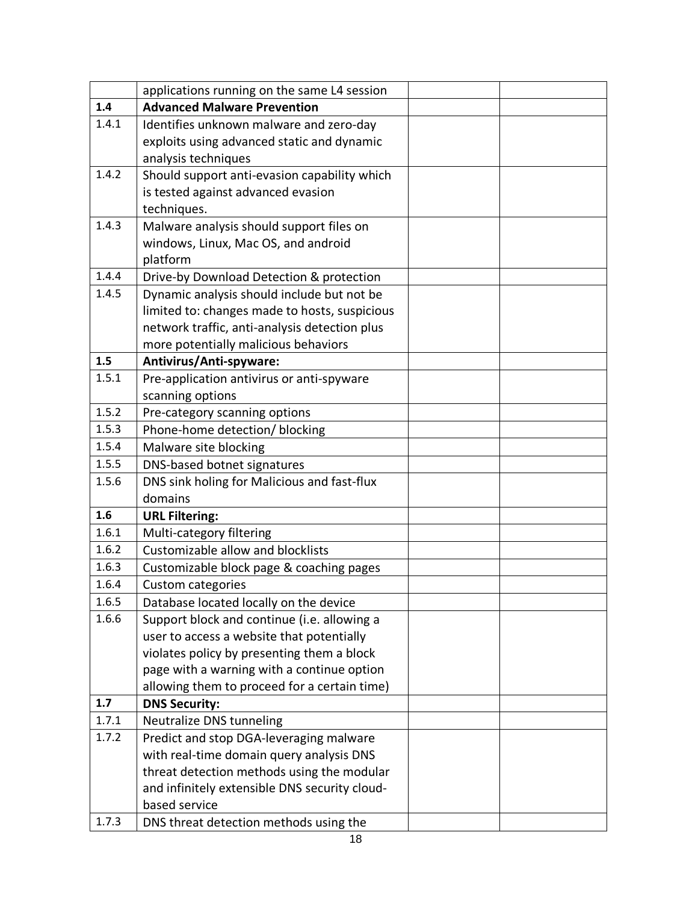| | | | |
|---|---|---|---|
| | applications running on the same L4 session | | |
| **1.4** | **Advanced Malware Prevention** | | |
| 1.4.1 | Identifies unknown malware and zero-day exploits using advanced static and dynamic analysis techniques | | |
| 1.4.2 | Should support anti-evasion capability which is tested against advanced evasion techniques. | | |
| 1.4.3 | Malware analysis should support files on windows, Linux, Mac OS, and android platform | | |
| 1.4.4 | Drive-by Download Detection & protection | | |
| 1.4.5 | Dynamic analysis should include but not be limited to: changes made to hosts, suspicious network traffic, anti-analysis detection plus more potentially malicious behaviors | | |
| **1.5** | **Antivirus/Anti-spyware:** | | |
| 1.5.1 | Pre-application antivirus or anti-spyware scanning options | | |
| 1.5.2 | Pre-category scanning options | | |
| 1.5.3 | Phone-home detection/ blocking | | |
| 1.5.4 | Malware site blocking | | |
| 1.5.5 | DNS-based botnet signatures | | |
| 1.5.6 | DNS sink holing for Malicious and fast-flux domains | | |
| **1.6** | **URL Filtering:** | | |
| 1.6.1 | Multi-category filtering | | |
| 1.6.2 | Customizable allow and blocklists | | |
| 1.6.3 | Customizable block page & coaching pages | | |
| 1.6.4 | Custom categories | | |
| 1.6.5 | Database located locally on the device | | |
| 1.6.6 | Support block and continue (i.e. allowing a user to access a website that potentially violates policy by presenting them a block page with a warning with a continue option allowing them to proceed for a certain time) | | |
| **1.7** | **DNS Security:** | | |
| 1.7.1 | Neutralize DNS tunneling | | |
| 1.7.2 | Predict and stop DGA-leveraging malware with real-time domain query analysis DNS threat detection methods using the modular and infinitely extensible DNS security cloud-based service | | |
| 1.7.3 | DNS threat detection methods using the | | |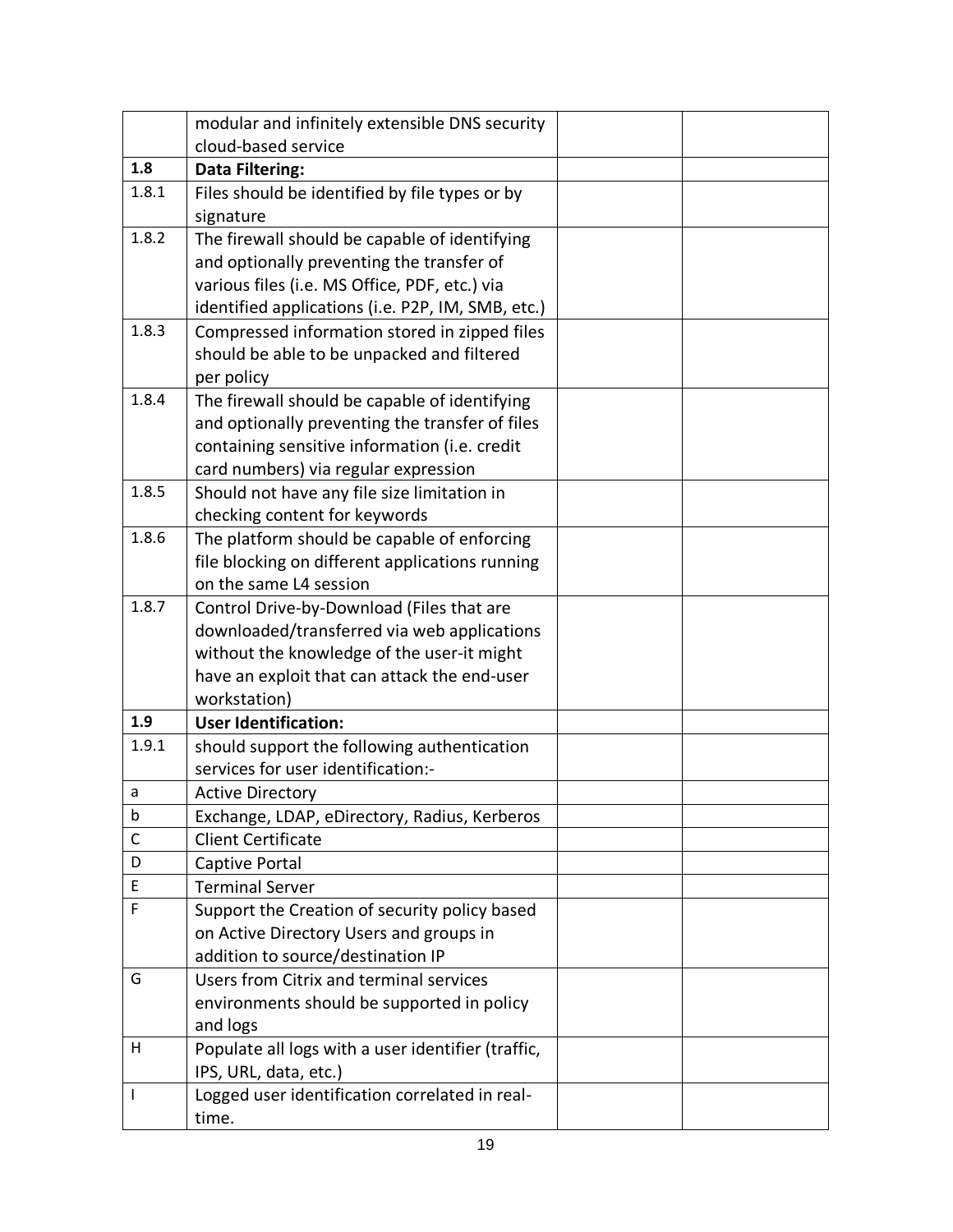| | | | |
|---|---|---|---|
| | modular and infinitely extensible DNS security cloud-based service | | |
| **1.8** | **Data Filtering:** | | |
| 1.8.1 | Files should be identified by file types or by signature | | |
| 1.8.2 | The firewall should be capable of identifying and optionally preventing the transfer of various files (i.e. MS Office, PDF, etc.) via identified applications (i.e. P2P, IM, SMB, etc.) | | |
| 1.8.3 | Compressed information stored in zipped files should be able to be unpacked and filtered per policy | | |
| 1.8.4 | The firewall should be capable of identifying and optionally preventing the transfer of files containing sensitive information (i.e. credit card numbers) via regular expression | | |
| 1.8.5 | Should not have any file size limitation in checking content for keywords | | |
| 1.8.6 | The platform should be capable of enforcing file blocking on different applications running on the same L4 session | | |
| 1.8.7 | Control Drive-by-Download (Files that are downloaded/transferred via web applications without the knowledge of the user-it might have an exploit that can attack the end-user workstation) | | |
| **1.9** | **User Identification:** | | |
| 1.9.1 | should support the following authentication services for user identification:- | | |
| a | Active Directory | | |
| b | Exchange, LDAP, eDirectory, Radius, Kerberos | | |
| C | Client Certificate | | |
| D | Captive Portal | | |
| E | Terminal Server | | |
| F | Support the Creation of security policy based on Active Directory Users and groups in addition to source/destination IP | | |
| G | Users from Citrix and terminal services environments should be supported in policy and logs | | |
| H | Populate all logs with a user identifier (traffic, IPS, URL, data, etc.) | | |
| I | Logged user identification correlated in real-time. | | |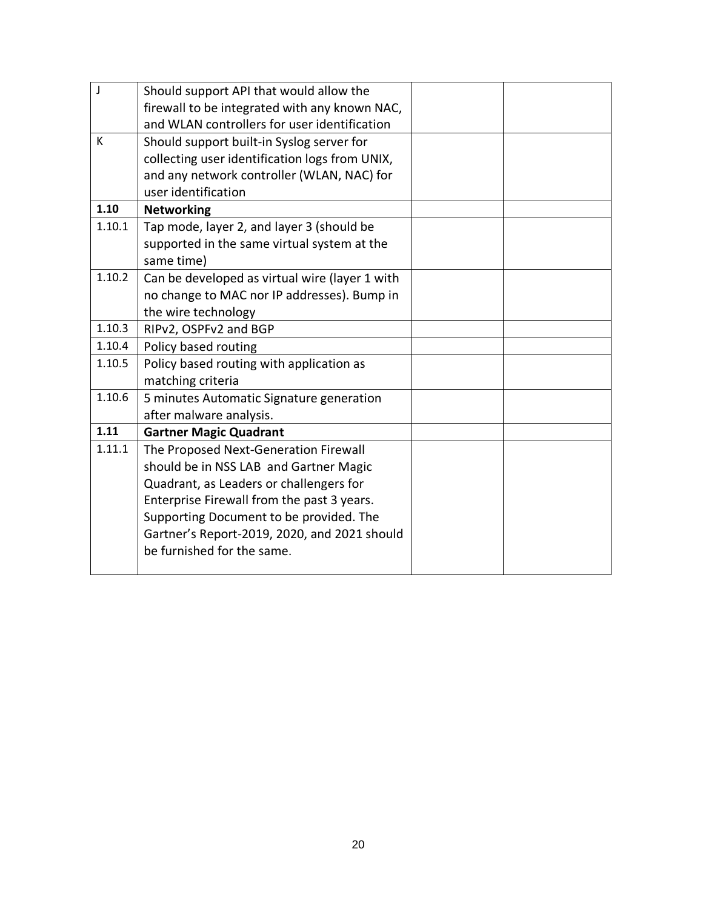| | | | |
|---|---|---|---|
| J | Should support API that would allow the firewall to be integrated with any known NAC, and WLAN controllers for user identification | | |
| K | Should support built-in Syslog server for collecting user identification logs from UNIX, and any network controller (WLAN, NAC) for user identification | | |
| **1.10** | **Networking** | | |
| 1.10.1 | Tap mode, layer 2, and layer 3 (should be supported in the same virtual system at the same time) | | |
| 1.10.2 | Can be developed as virtual wire (layer 1 with no change to MAC nor IP addresses). Bump in the wire technology | | |
| 1.10.3 | RIPv2, OSPFv2 and BGP | | |
| 1.10.4 | Policy based routing | | |
| 1.10.5 | Policy based routing with application as matching criteria | | |
| 1.10.6 | 5 minutes Automatic Signature generation after malware analysis. | | |
| **1.11** | **Gartner Magic Quadrant** | | |
| 1.11.1 | The Proposed Next-Generation Firewall should be in NSS LAB and Gartner Magic Quadrant, as Leaders or challengers for Enterprise Firewall from the past 3 years. Supporting Document to be provided. The Gartner's Report-2019, 2020, and 2021 should be furnished for the same. | | |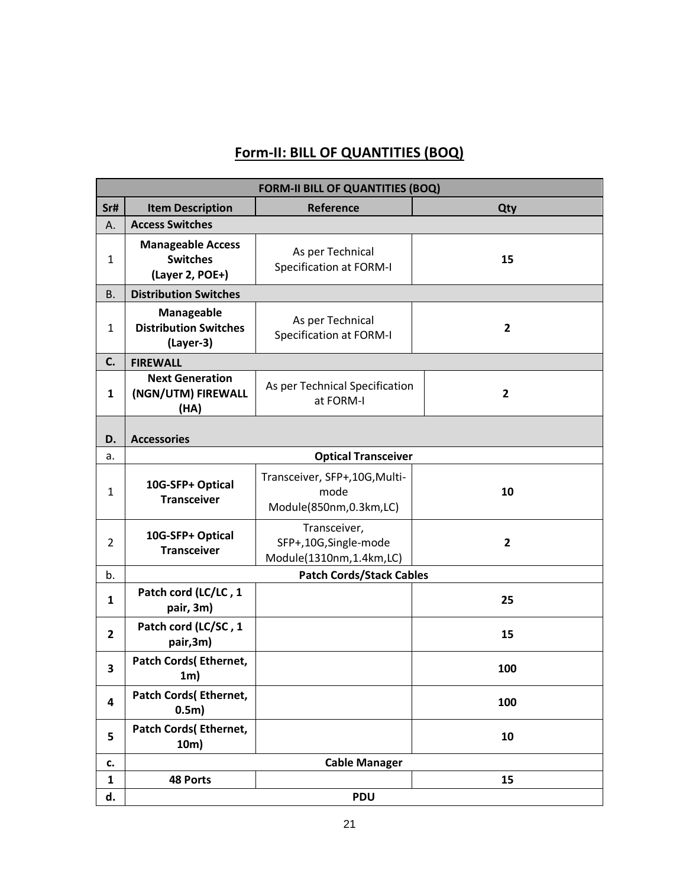## Form-II: BILL OF QUANTITIES (BOQ)

| FORM-II BILL OF QUANTITIES (BOQ) | | | |
|---|---|---|---|
| **Sr#** | **Item Description** | **Reference** | **Qty** |
| A. | **Access Switches** | | |
| 1 | **Manageable Access Switches (Layer 2, POE+)** | As per Technical Specification at FORM-I | **15** |
| B. | **Distribution Switches** | | |
| 1 | **Manageable Distribution Switches (Layer-3)** | As per Technical Specification at FORM-I | **2** |
| **C.** | **FIREWALL** | | |
| **1** | **Next Generation (NGN/UTM) FIREWALL (HA)** | As per Technical Specification at FORM-I | **2** |
| **D.** | **Accessories** | | |
| a. | **Optical Transceiver** | | |
| 1 | **10G-SFP+ Optical Transceiver** | Transceiver, SFP+,10G,Multi-mode Module(850nm,0.3km,LC) | **10** |
| 2 | **10G-SFP+ Optical Transceiver** | Transceiver, SFP+,10G,Single-mode Module(1310nm,1.4km,LC) | **2** |
| b. | **Patch Cords/Stack Cables** | | |
| **1** | **Patch cord (LC/LC , 1 pair, 3m)** | | **25** |
| **2** | **Patch cord (LC/SC , 1 pair,3m)** | | **15** |
| **3** | **Patch Cords( Ethernet, 1m)** | | **100** |
| **4** | **Patch Cords( Ethernet, 0.5m)** | | **100** |
| **5** | **Patch Cords( Ethernet, 10m)** | | **10** |
| **c.** | **Cable Manager** | | |
| **1** | **48 Ports** | | **15** |
| **d.** | **PDU** | | |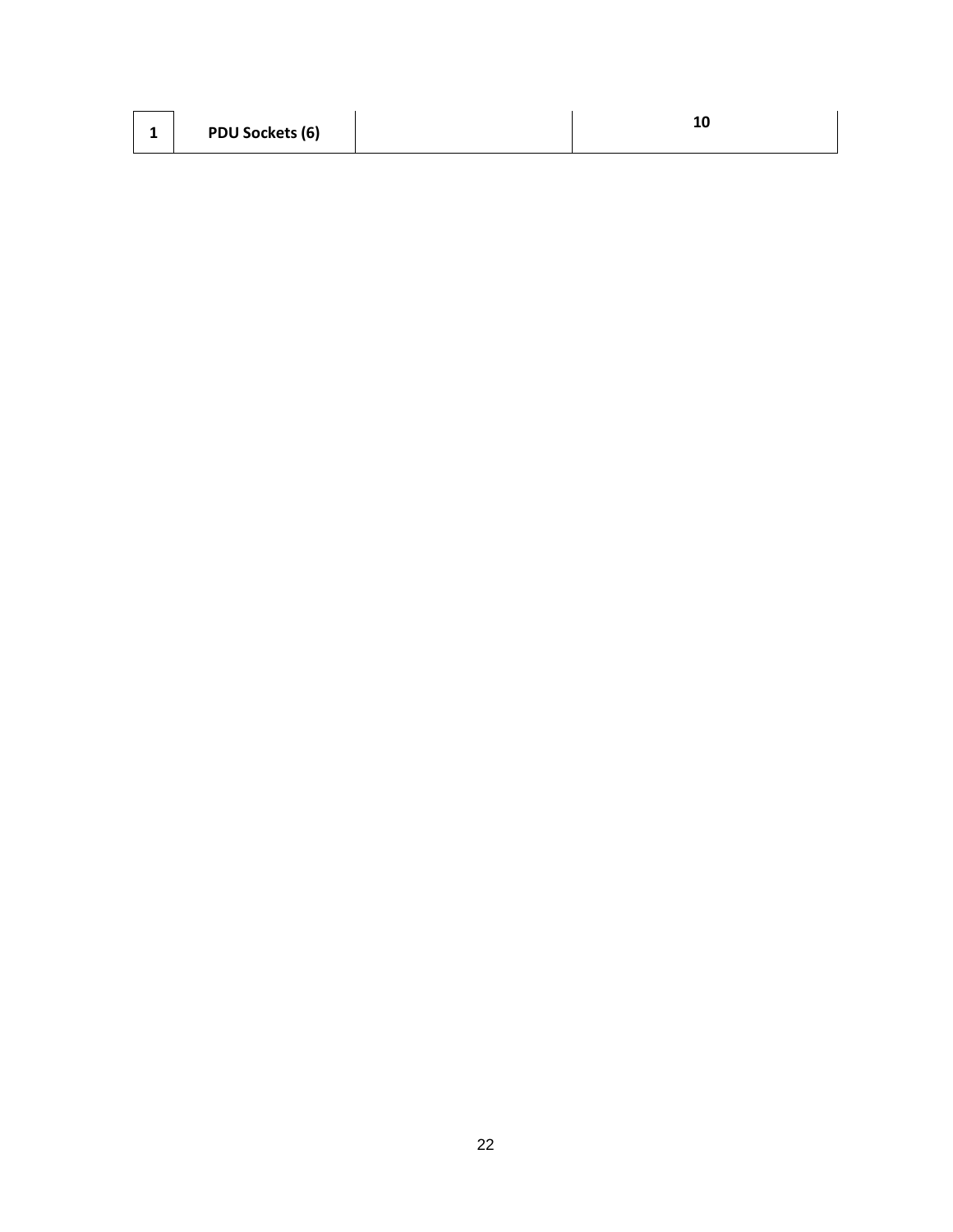| 1 | PDU Sockets (6) | | 10 |
|---|---|---|---|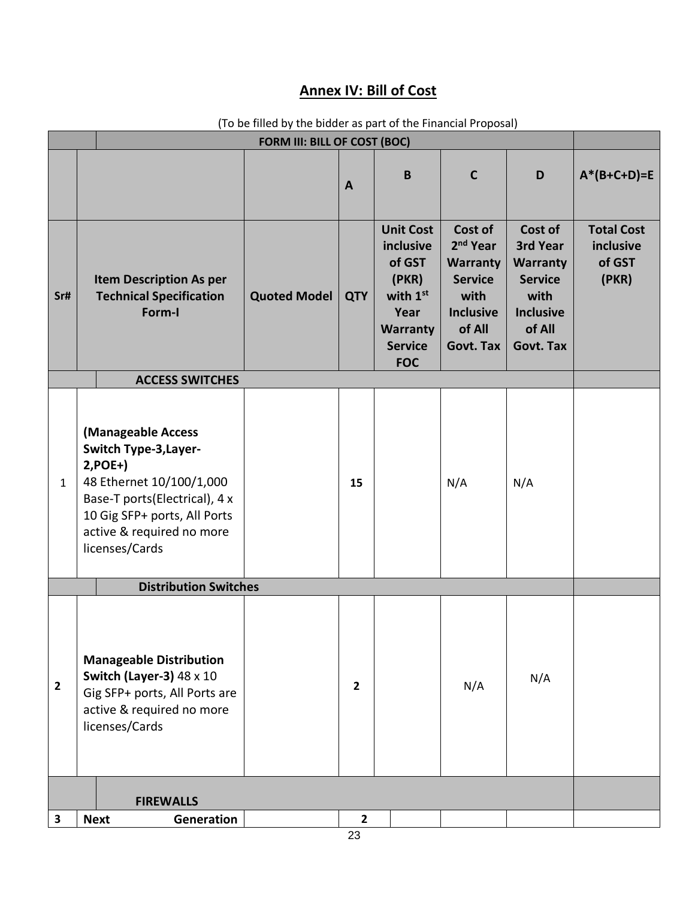## Annex IV: Bill of Cost

(To be filled by the bidder as part of the Financial Proposal)

| FORM III: BILL OF COST (BOC) | | | | | | | |
|---|---|---|---|---|---|---|---|
| | | | A | B | C | D | A*(B+C+D)=E |
| Sr# | Item Description As per Technical Specification Form-I | Quoted Model | QTY | Unit Cost inclusive of GST (PKR) with 1st Year Warranty Service FOC | Cost of 2nd Year Warranty Service with Inclusive of All Govt. Tax | Cost of 3rd Year Warranty Service with Inclusive of All Govt. Tax | Total Cost inclusive of GST (PKR) |
| | **ACCESS SWITCHES** | | | | | | |
| 1 | **(Manageable Access Switch Type-3,Layer-2,POE+)** 48 Ethernet 10/100/1,000 Base-T ports(Electrical), 4 x 10 Gig SFP+ ports, All Ports active & required no more licenses/Cards | | 15 | | N/A | N/A | |
| | **Distribution Switches** | | | | | | |
| 2 | **Manageable Distribution Switch (Layer-3)** 48 x 10 Gig SFP+ ports, All Ports are active & required no more licenses/Cards | | 2 | | N/A | N/A | |
| | **FIREWALLS** | | | | | | |
| 3 | **Next Generation** | | 2 | | | | |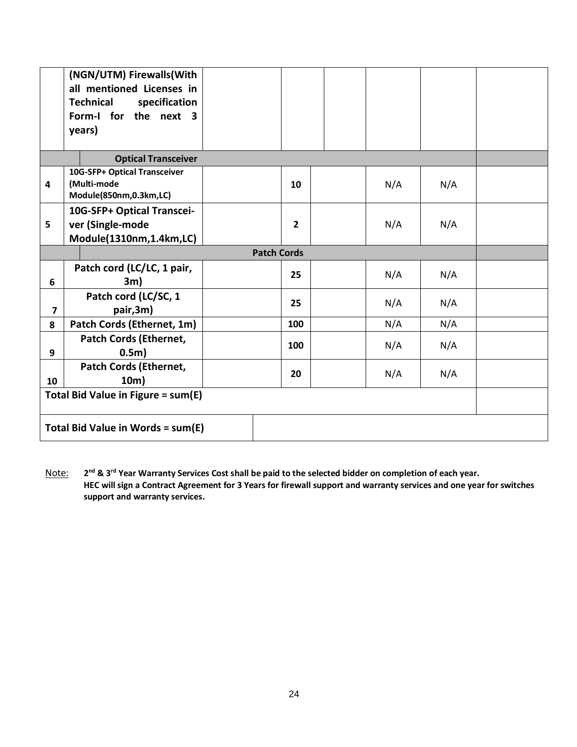| | | | | | | | |
|---|---|---|---|---|---|---|---|
| | **(NGN/UTM) Firewalls(With all mentioned Licenses in Technical specification Form-I for the next 3 years)** | | | | | | |
| | **Optical Transceiver** | | | | | | |
| **4** | **10G-SFP+ Optical Transceiver (Multi-mode Module(850nm,0.3km,LC)** | | **10** | | N/A | N/A | |
| **5** | **10G-SFP+ Optical Transcei-ver (Single-mode Module(1310nm,1.4km,LC)** | | **2** | | N/A | N/A | |
| | | **Patch Cords** | | | | | |
| **6** | **Patch cord (LC/LC, 1 pair, 3m)** | | **25** | | N/A | N/A | |
| **7** | **Patch cord (LC/SC, 1 pair,3m)** | | **25** | | N/A | N/A | |
| **8** | **Patch Cords (Ethernet, 1m)** | | **100** | | N/A | N/A | |
| **9** | **Patch Cords (Ethernet, 0.5m)** | | **100** | | N/A | N/A | |
| **10** | **Patch Cords (Ethernet, 10m)** | | **20** | | N/A | N/A | |
| **Total Bid Value in Figure = sum(E)** | | | | | | | |
| **Total Bid Value in Words = sum(E)** | | | | | | | |

Note: **2nd & 3rd Year Warranty Services Cost shall be paid to the selected bidder on completion of each year. HEC will sign a Contract Agreement for 3 Years for firewall support and warranty services and one year for switches support and warranty services.**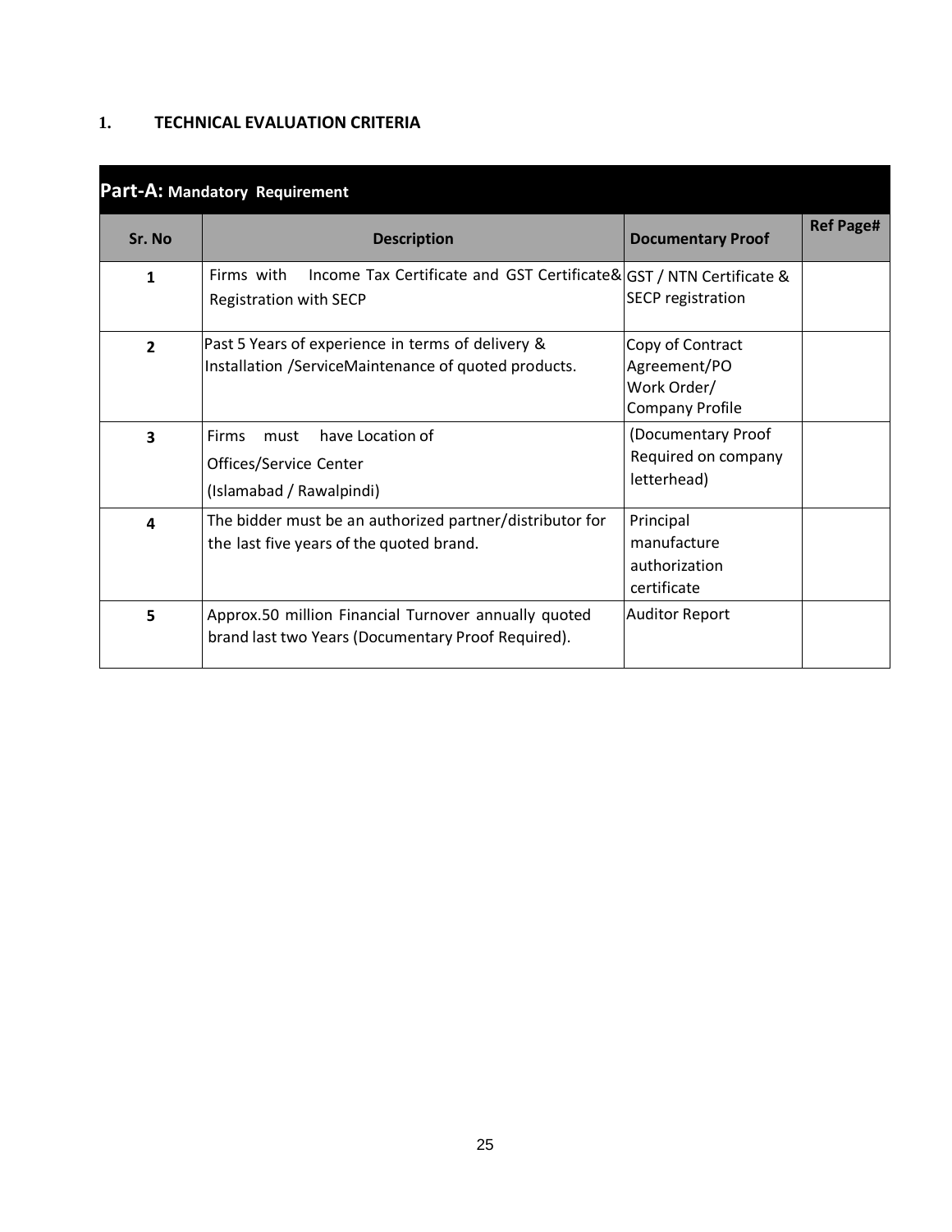## 1. TECHNICAL EVALUATION CRITERIA

| **Part-A:** Mandatory Requirement | | | |
|---|---|---|---|
| **Sr. No** | **Description** | **Documentary Proof** | **Ref Page#** |
| **1** | Firms with Income Tax Certificate and GST Certificate& Registration with SECP | GST / NTN Certificate & SECP registration | |
| **2** | Past 5 Years of experience in terms of delivery & Installation /ServiceMaintenance of quoted products. | Copy of Contract Agreement/PO Work Order/ Company Profile | |
| **3** | Firms must have Location of Offices/Service Center (Islamabad / Rawalpindi) | (Documentary Proof Required on company letterhead) | |
| **4** | The bidder must be an authorized partner/distributor for the last five years of the quoted brand. | Principal manufacture authorization certificate | |
| **5** | Approx.50 million Financial Turnover annually quoted brand last two Years (Documentary Proof Required). | Auditor Report | |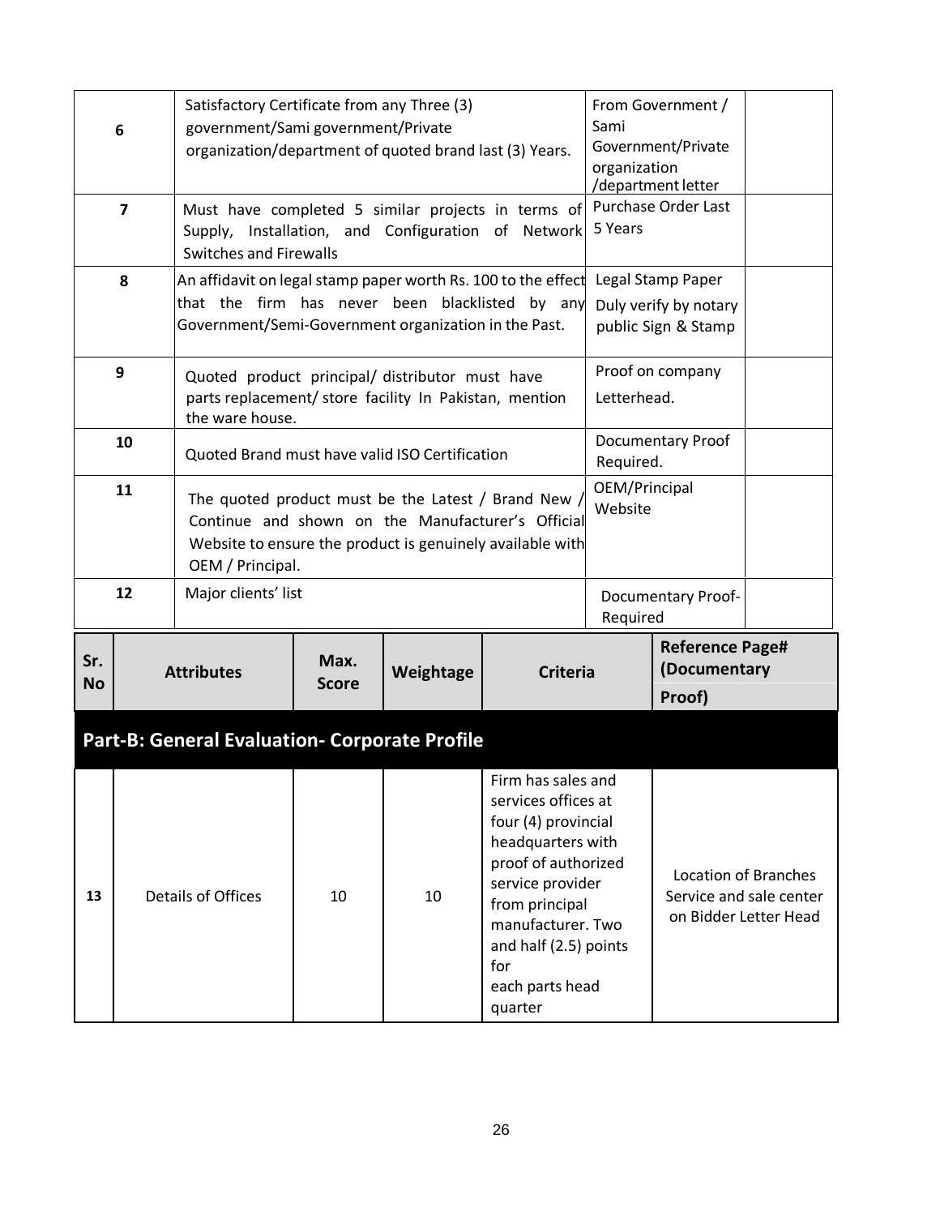| | | | |
|---|---|---|---|
| 6 | Satisfactory Certificate from any Three (3) government/Sami government/Private organization/department of quoted brand last (3) Years. | From Government / Sami Government/Private organization /department letter | |
| 7 | Must have completed 5 similar projects in terms of Supply, Installation, and Configuration of Network Switches and Firewalls | Purchase Order Last 5 Years | |
| 8 | An affidavit on legal stamp paper worth Rs. 100 to the effect that the firm has never been blacklisted by any Government/Semi-Government organization in the Past. | Legal Stamp Paper Duly verify by notary public Sign & Stamp | |
| 9 | Quoted product principal/ distributor must have parts replacement/ store facility In Pakistan, mention the ware house. | Proof on company Letterhead. | |
| 10 | Quoted Brand must have valid ISO Certification | Documentary Proof Required. | |
| 11 | The quoted product must be the Latest / Brand New / Continue and shown on the Manufacturer's Official Website to ensure the product is genuinely available with OEM / Principal. | OEM/Principal Website | |
| 12 | Major clients' list | Documentary Proof- Required | |

| Sr. No | Attributes | Max. Score | Weightage | Criteria | Reference Page# (Documentary Proof) |
|---|---|---|---|---|---|
| **Part-B: General Evaluation- Corporate Profile** | | | | | |
| 13 | Details of Offices | 10 | 10 | Firm has sales and services offices at four (4) provincial headquarters with proof of authorized service provider from principal manufacturer. Two and half (2.5) points for each parts head quarter | Location of Branches Service and sale center on Bidder Letter Head |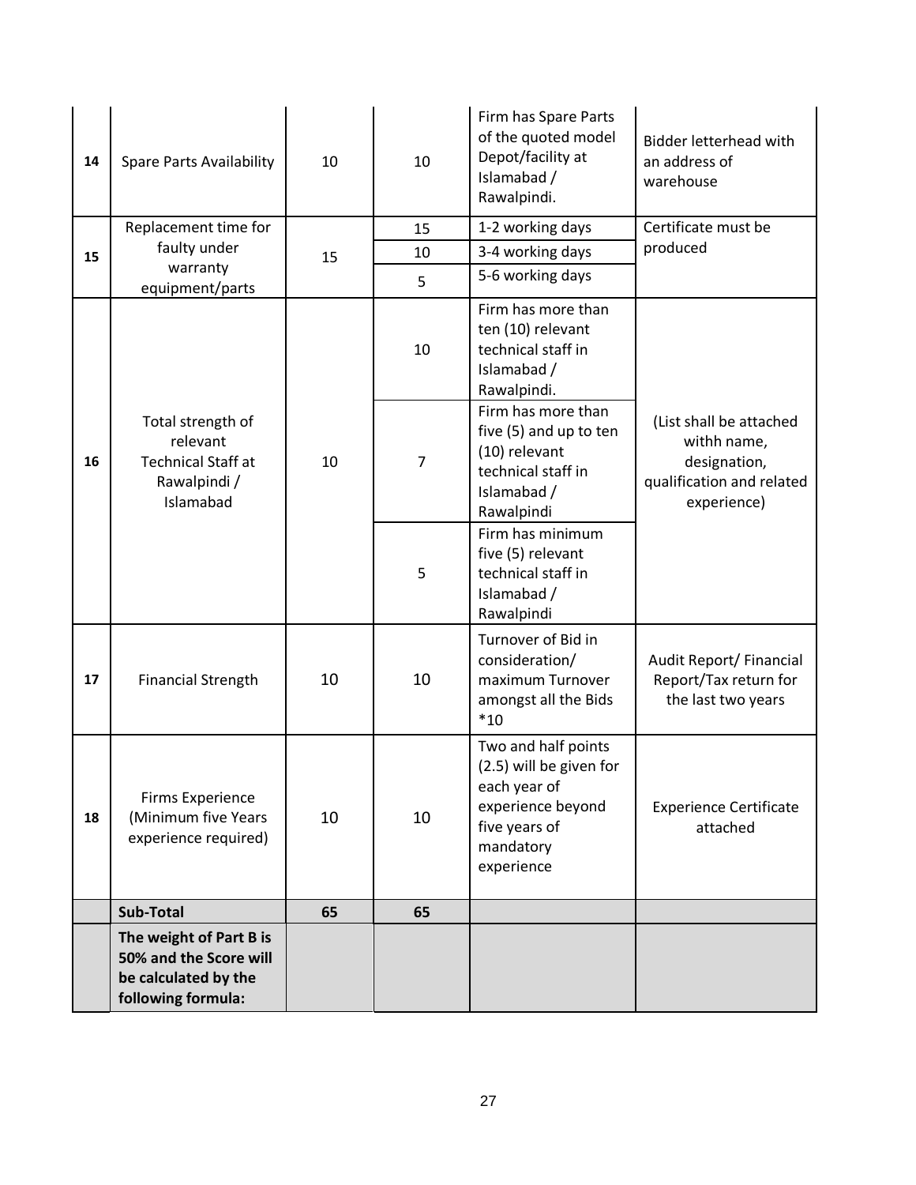| 14 | Spare Parts Availability | 10 | 10 | Firm has Spare Parts of the quoted model Depot/facility at Islamabad / Rawalpindi. | Bidder letterhead with an address of warehouse |
|---|---|---|---|---|---|
| 15 | Replacement time for faulty under warranty equipment/parts | 15 | 15 | 1-2 working days | Certificate must be produced |
| | | | 10 | 3-4 working days | |
| | | | 5 | 5-6 working days | |
| 16 | Total strength of relevant Technical Staff at Rawalpindi / Islamabad | 10 | 10 | Firm has more than ten (10) relevant technical staff in Islamabad / Rawalpindi. | (List shall be attached withh name, designation, qualification and related experience) |
| | | | 7 | Firm has more than five (5) and up to ten (10) relevant technical staff in Islamabad / Rawalpindi | |
| | | | 5 | Firm has minimum five (5) relevant technical staff in Islamabad / Rawalpindi | |
| 17 | Financial Strength | 10 | 10 | Turnover of Bid in consideration/ maximum Turnover amongst all the Bids *10 | Audit Report/ Financial Report/Tax return for the last two years |
| 18 | Firms Experience (Minimum five Years experience required) | 10 | 10 | Two and half points (2.5) will be given for each year of experience beyond five years of mandatory experience | Experience Certificate attached |
| | **Sub-Total** | **65** | **65** | | |
| | **The weight of Part B is 50% and the Score will be calculated by the following formula:** | | | | |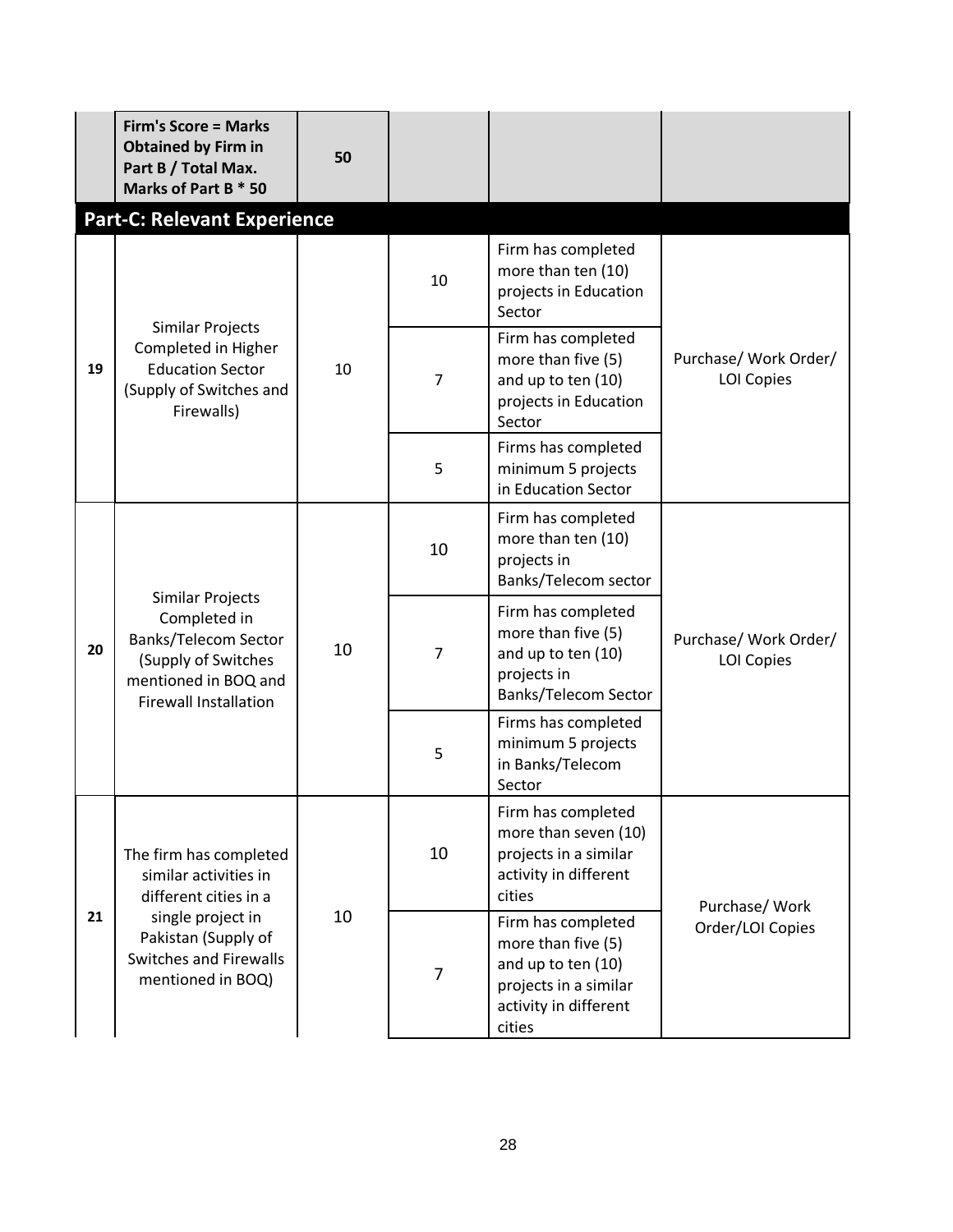| | Firm's Score = Marks Obtained by Firm in Part B / Total Max. Marks of Part B * 50 | 50 | | | |
|---|---|---|---|---|---|

## Part-C: Relevant Experience

| | | | | | |
|---|---|---|---|---|---|
| 19 | Similar Projects Completed in Higher Education Sector (Supply of Switches and Firewalls) | 10 | 10 | Firm has completed more than ten (10) projects in Education Sector | Purchase/ Work Order/ LOI Copies |
| | | | 7 | Firm has completed more than five (5) and up to ten (10) projects in Education Sector | |
| | | | 5 | Firms has completed minimum 5 projects in Education Sector | |
| 20 | Similar Projects Completed in Banks/Telecom Sector (Supply of Switches mentioned in BOQ and Firewall Installation | 10 | 10 | Firm has completed more than ten (10) projects in Banks/Telecom sector | Purchase/ Work Order/ LOI Copies |
| | | | 7 | Firm has completed more than five (5) and up to ten (10) projects in Banks/Telecom Sector | |
| | | | 5 | Firms has completed minimum 5 projects in Banks/Telecom Sector | |
| 21 | The firm has completed similar activities in different cities in a single project in Pakistan (Supply of Switches and Firewalls mentioned in BOQ) | 10 | 10 | Firm has completed more than seven (10) projects in a similar activity in different cities | Purchase/ Work Order/LOI Copies |
| | | | 7 | Firm has completed more than five (5) and up to ten (10) projects in a similar activity in different cities | |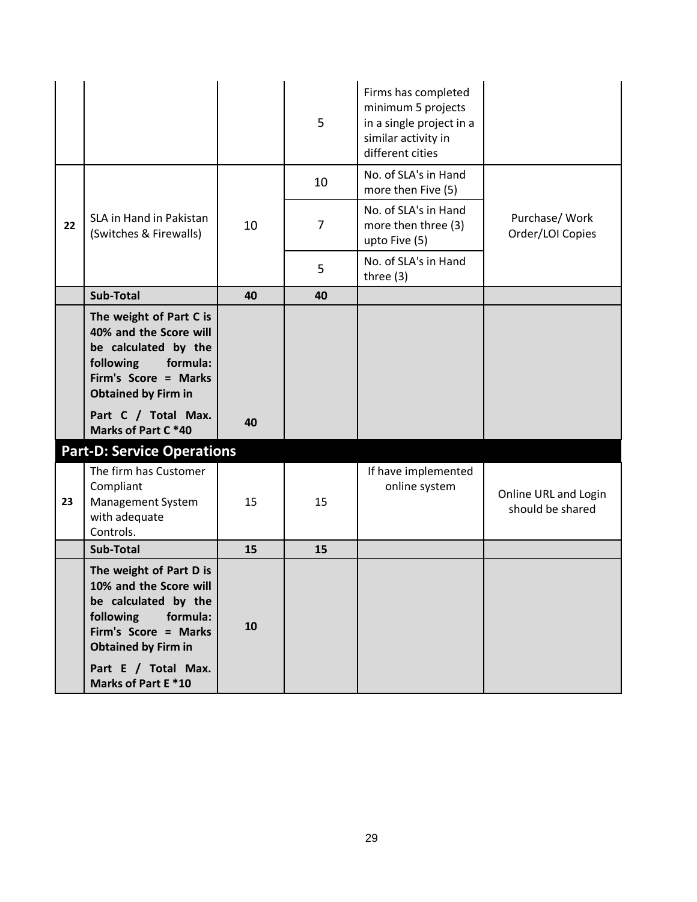| | | | | | |
|---|---|---|---|---|---|
| | | | 5 | Firms has completed minimum 5 projects in a single project in a similar activity in different cities | |
| 22 | SLA in Hand in Pakistan (Switches & Firewalls) | 10 | 10 | No. of SLA's in Hand more then Five (5) | Purchase/ Work Order/LOI Copies |
| | | | 7 | No. of SLA's in Hand more then three (3) upto Five (5) | |
| | | | 5 | No. of SLA's in Hand three (3) | |
| | **Sub-Total** | **40** | **40** | | |
| | **The weight of Part C is 40% and the Score will be calculated by the following formula: Firm's Score = Marks Obtained by Firm in Part C / Total Max. Marks of Part C *40** | **40** | | | |

## Part-D: Service Operations

| | | | | | |
|---|---|---|---|---|---|
| 23 | The firm has Customer Compliant Management System with adequate Controls. | 15 | 15 | If have implemented online system | Online URL and Login should be shared |
| | **Sub-Total** | **15** | **15** | | |
| | **The weight of Part D is 10% and the Score will be calculated by the following formula: Firm's Score = Marks Obtained by Firm in Part E / Total Max. Marks of Part E *10** | **10** | | | |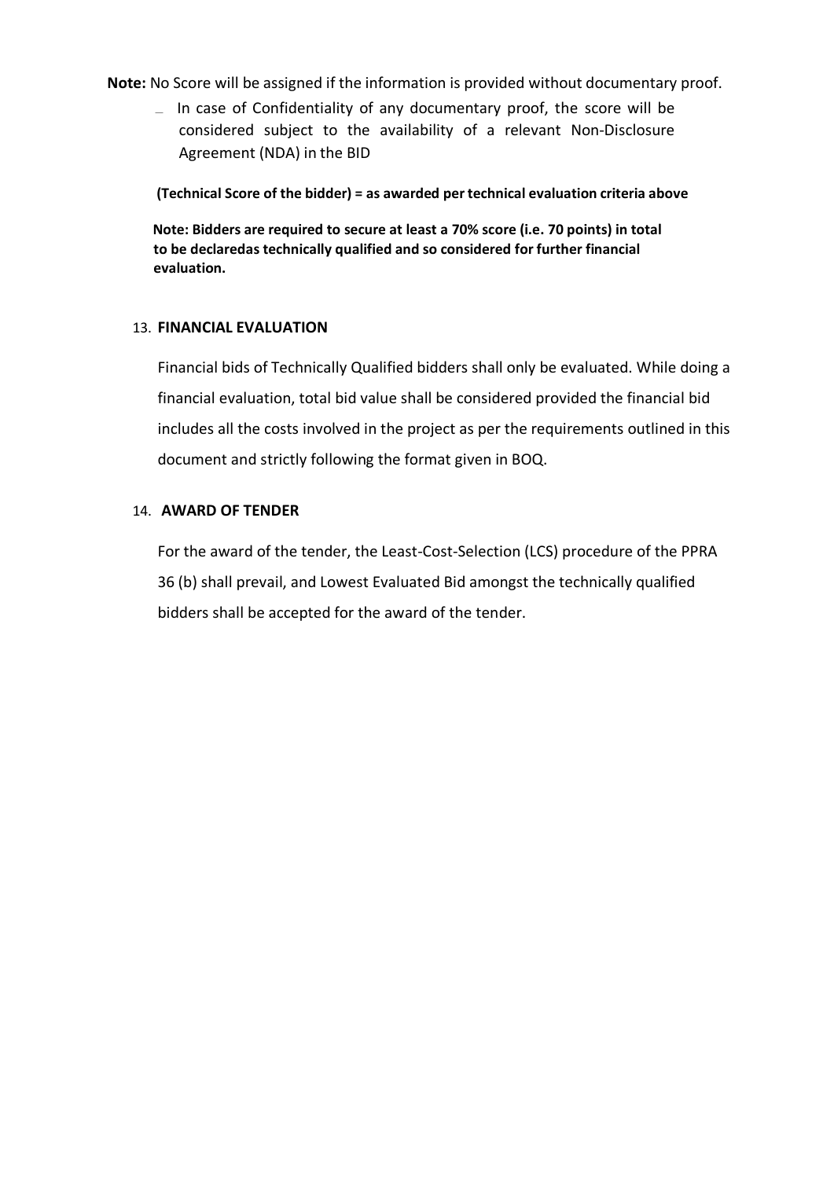**Note:** No Score will be assigned if the information is provided without documentary proof.

- In case of Confidentiality of any documentary proof, the score will be considered subject to the availability of a relevant Non-Disclosure Agreement (NDA) in the BID

**(Technical Score of the bidder) = as awarded per technical evaluation criteria above**

**Note: Bidders are required to secure at least a 70% score (i.e. 70 points) in total to be declaredas technically qualified and so considered for further financial evaluation.**

## 13. FINANCIAL EVALUATION

Financial bids of Technically Qualified bidders shall only be evaluated. While doing a financial evaluation, total bid value shall be considered provided the financial bid includes all the costs involved in the project as per the requirements outlined in this document and strictly following the format given in BOQ.

## 14. AWARD OF TENDER

For the award of the tender, the Least-Cost-Selection (LCS) procedure of the PPRA 36 (b) shall prevail, and Lowest Evaluated Bid amongst the technically qualified bidders shall be accepted for the award of the tender.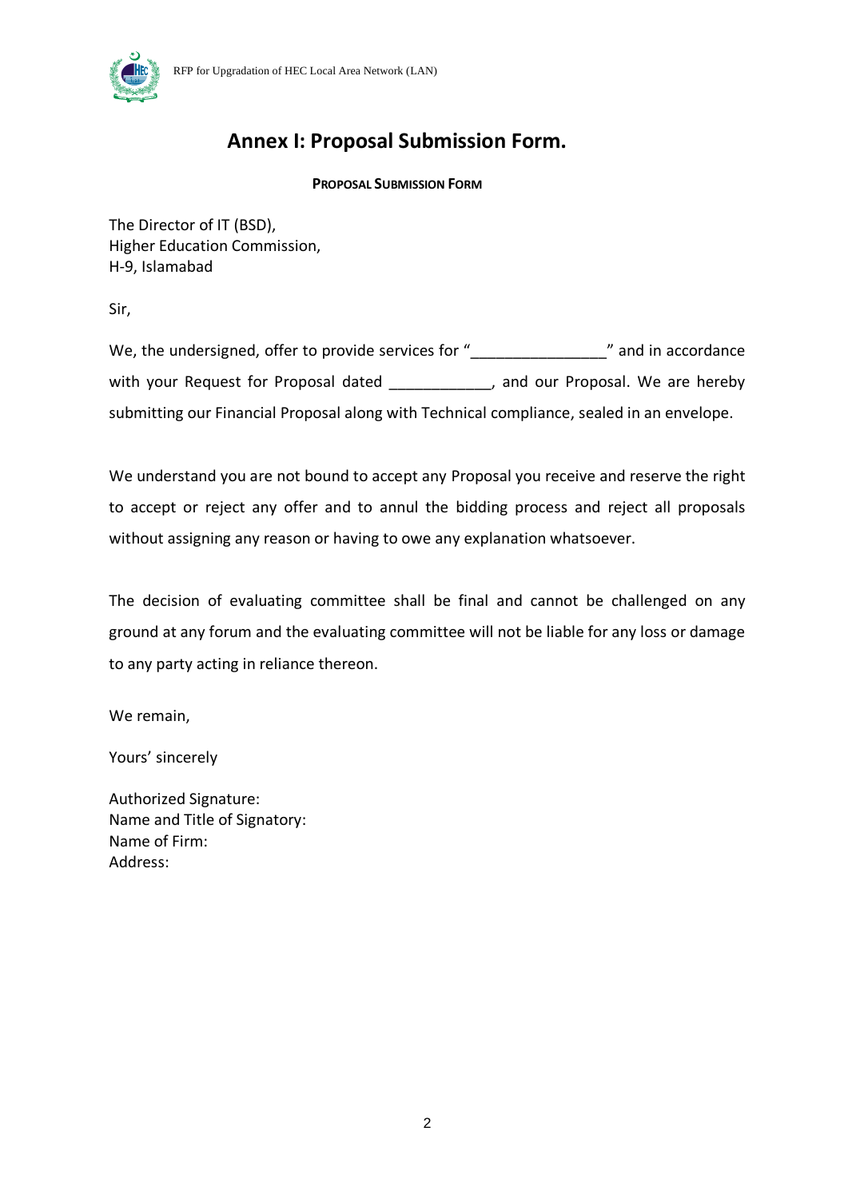# Annex I: Proposal Submission Form.

**PROPOSAL SUBMISSION FORM**

The Director of IT (BSD),
Higher Education Commission,
H-9, Islamabad

Sir,

We, the undersigned, offer to provide services for "________________" and in accordance with your Request for Proposal dated ____________, and our Proposal. We are hereby submitting our Financial Proposal along with Technical compliance, sealed in an envelope.

We understand you are not bound to accept any Proposal you receive and reserve the right to accept or reject any offer and to annul the bidding process and reject all proposals without assigning any reason or having to owe any explanation whatsoever.

The decision of evaluating committee shall be final and cannot be challenged on any ground at any forum and the evaluating committee will not be liable for any loss or damage to any party acting in reliance thereon.

We remain,

Yours' sincerely

Authorized Signature:
Name and Title of Signatory:
Name of Firm:
Address: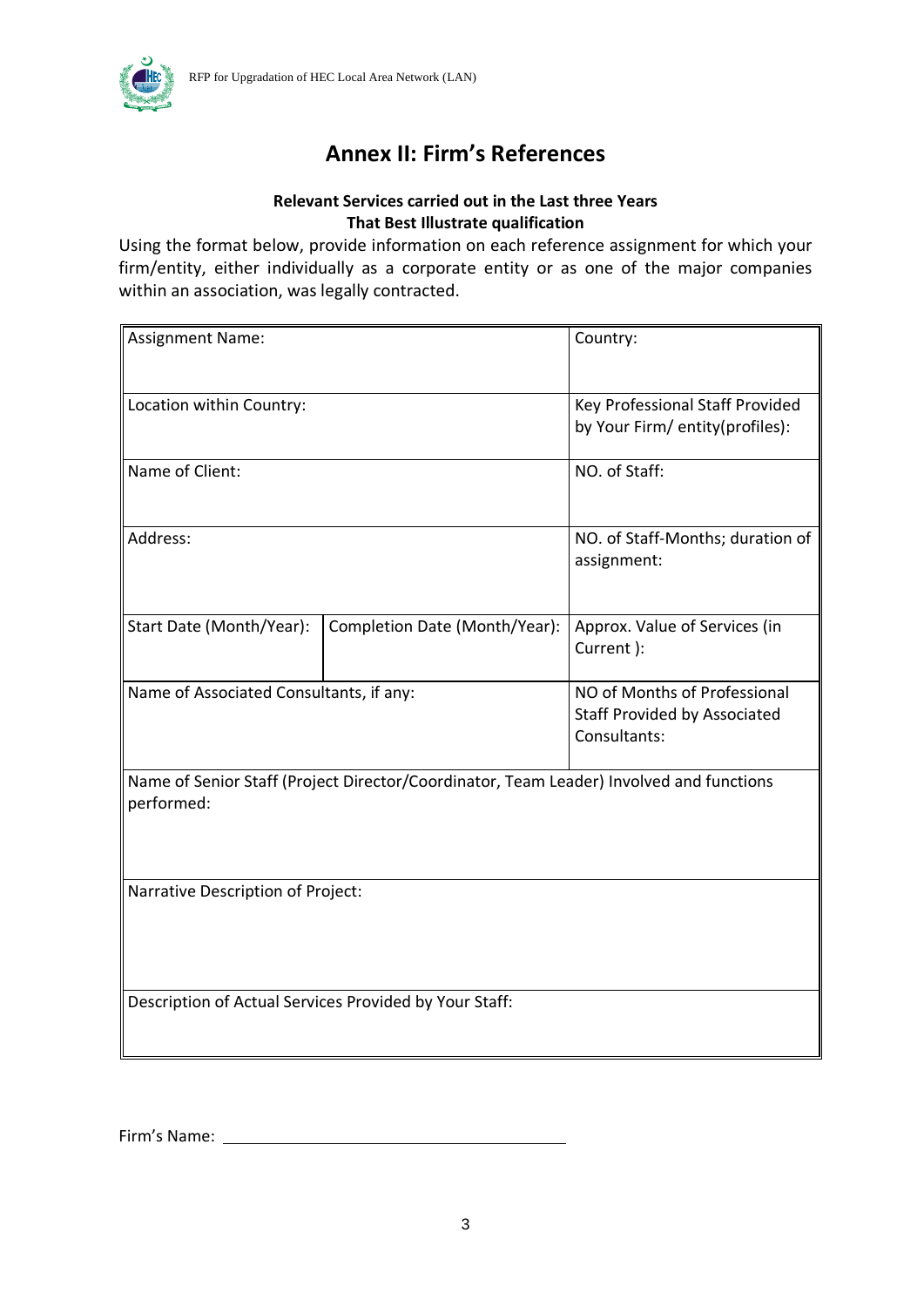# Annex II: Firm's References

**Relevant Services carried out in the Last three Years**
**That Best Illustrate qualification**

Using the format below, provide information on each reference assignment for which your firm/entity, either individually as a corporate entity or as one of the major companies within an association, was legally contracted.

| Assignment Name: | | Country: |
|---|---|---|
| Location within Country: | | Key Professional Staff Provided by Your Firm/ entity(profiles): |
| Name of Client: | | NO. of Staff: |
| Address: | | NO. of Staff-Months; duration of assignment: |
| Start Date (Month/Year): | Completion Date (Month/Year): | Approx. Value of Services (in Current ): |
| Name of Associated Consultants, if any: | | NO of Months of Professional Staff Provided by Associated Consultants: |
| Name of Senior Staff (Project Director/Coordinator, Team Leader) Involved and functions performed: | | |
| Narrative Description of Project: | | |
| Description of Actual Services Provided by Your Staff: | | |

Firm's Name: ________________________________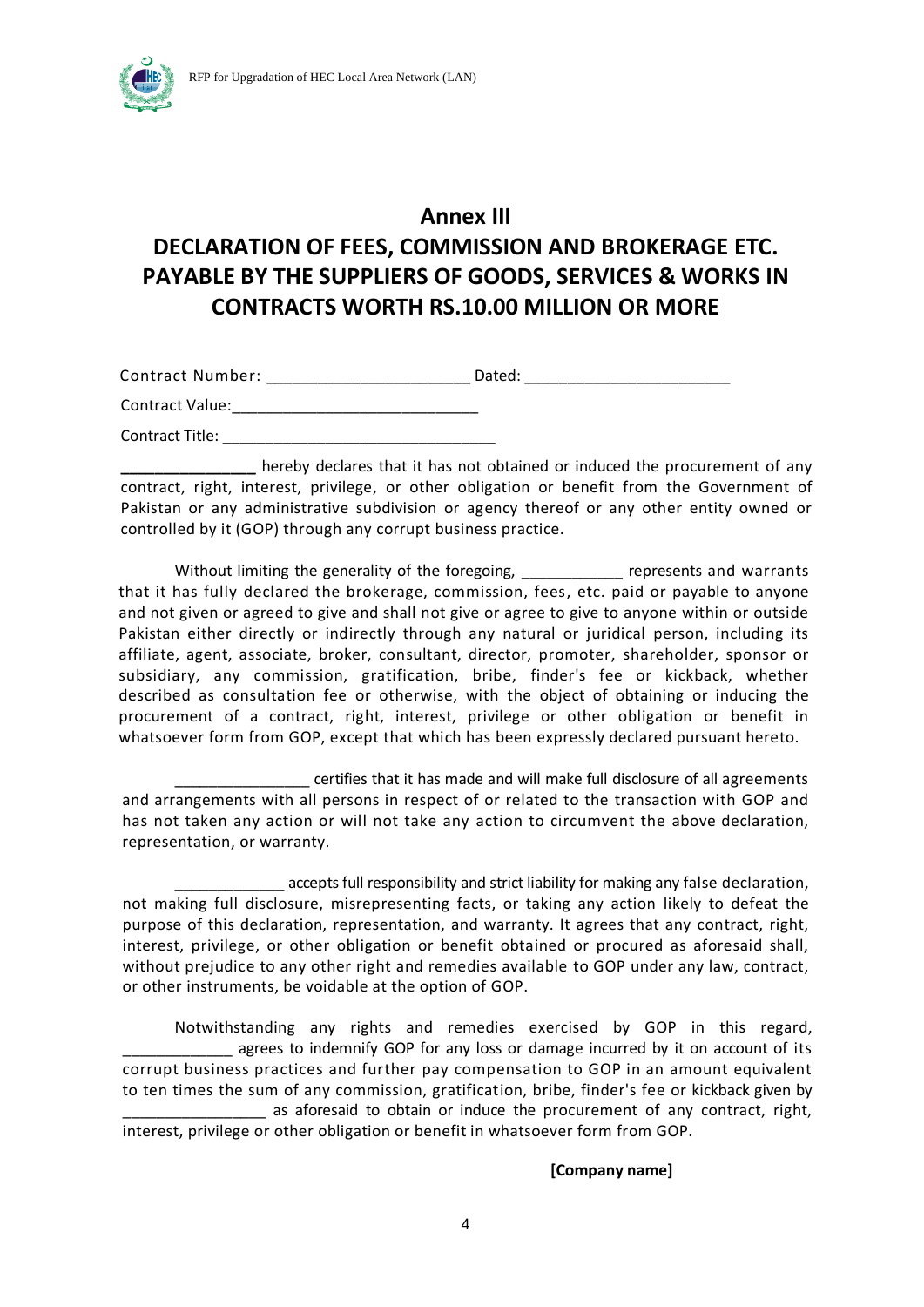# Annex III

# DECLARATION OF FEES, COMMISSION AND BROKERAGE ETC. PAYABLE BY THE SUPPLIERS OF GOODS, SERVICES & WORKS IN CONTRACTS WORTH RS.10.00 MILLION OR MORE

Contract Number: ______________________ Dated: _______________________

Contract Value:____________________________

Contract Title: _______________________________

**_______________** hereby declares that it has not obtained or induced the procurement of any contract, right, interest, privilege, or other obligation or benefit from the Government of Pakistan or any administrative subdivision or agency thereof or any other entity owned or controlled by it (GOP) through any corrupt business practice.

Without limiting the generality of the foregoing, ___________ represents and warrants that it has fully declared the brokerage, commission, fees, etc. paid or payable to anyone and not given or agreed to give and shall not give or agree to give to anyone within or outside Pakistan either directly or indirectly through any natural or juridical person, including its affiliate, agent, associate, broker, consultant, director, promoter, shareholder, sponsor or subsidiary, any commission, gratification, bribe, finder's fee or kickback, whether described as consultation fee or otherwise, with the object of obtaining or inducing the procurement of a contract, right, interest, privilege or other obligation or benefit in whatsoever form from GOP, except that which has been expressly declared pursuant hereto.

_______________ certifies that it has made and will make full disclosure of all agreements and arrangements with all persons in respect of or related to the transaction with GOP and has not taken any action or will not take any action to circumvent the above declaration, representation, or warranty.

____________ accepts full responsibility and strict liability for making any false declaration, not making full disclosure, misrepresenting facts, or taking any action likely to defeat the purpose of this declaration, representation, and warranty. It agrees that any contract, right, interest, privilege, or other obligation or benefit obtained or procured as aforesaid shall, without prejudice to any other right and remedies available to GOP under any law, contract, or other instruments, be voidable at the option of GOP.

Notwithstanding any rights and remedies exercised by GOP in this regard, ____________ agrees to indemnify GOP for any loss or damage incurred by it on account of its corrupt business practices and further pay compensation to GOP in an amount equivalent to ten times the sum of any commission, gratification, bribe, finder's fee or kickback given by ________________ as aforesaid to obtain or induce the procurement of any contract, right, interest, privilege or other obligation or benefit in whatsoever form from GOP.

**[Company name]**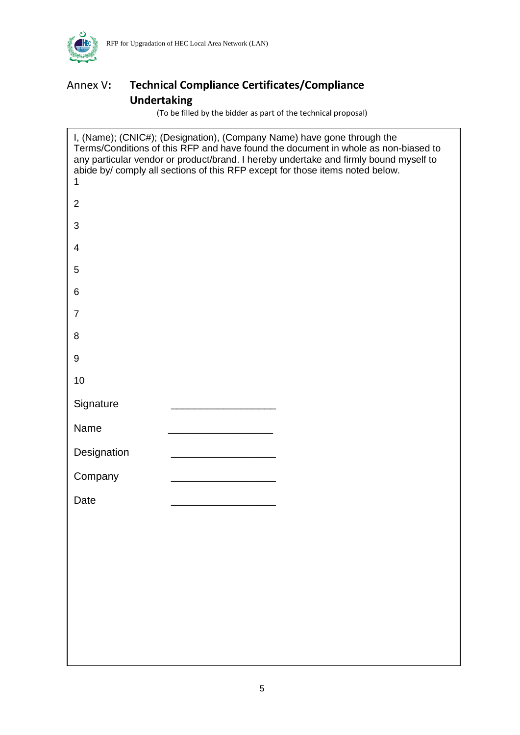## Annex V: **Technical Compliance Certificates/Compliance Undertaking**

(To be filled by the bidder as part of the technical proposal)

I, (Name); (CNIC#); (Designation), (Company Name) have gone through the Terms/Conditions of this RFP and have found the document in whole as non-biased to any particular vendor or product/brand. I hereby undertake and firmly bound myself to abide by/ comply all sections of this RFP except for those items noted below.

1

2

3

4

5

6

7

8

9

10

Signature ___________________

Name ___________________

Designation ___________________

Company ___________________

Date ___________________